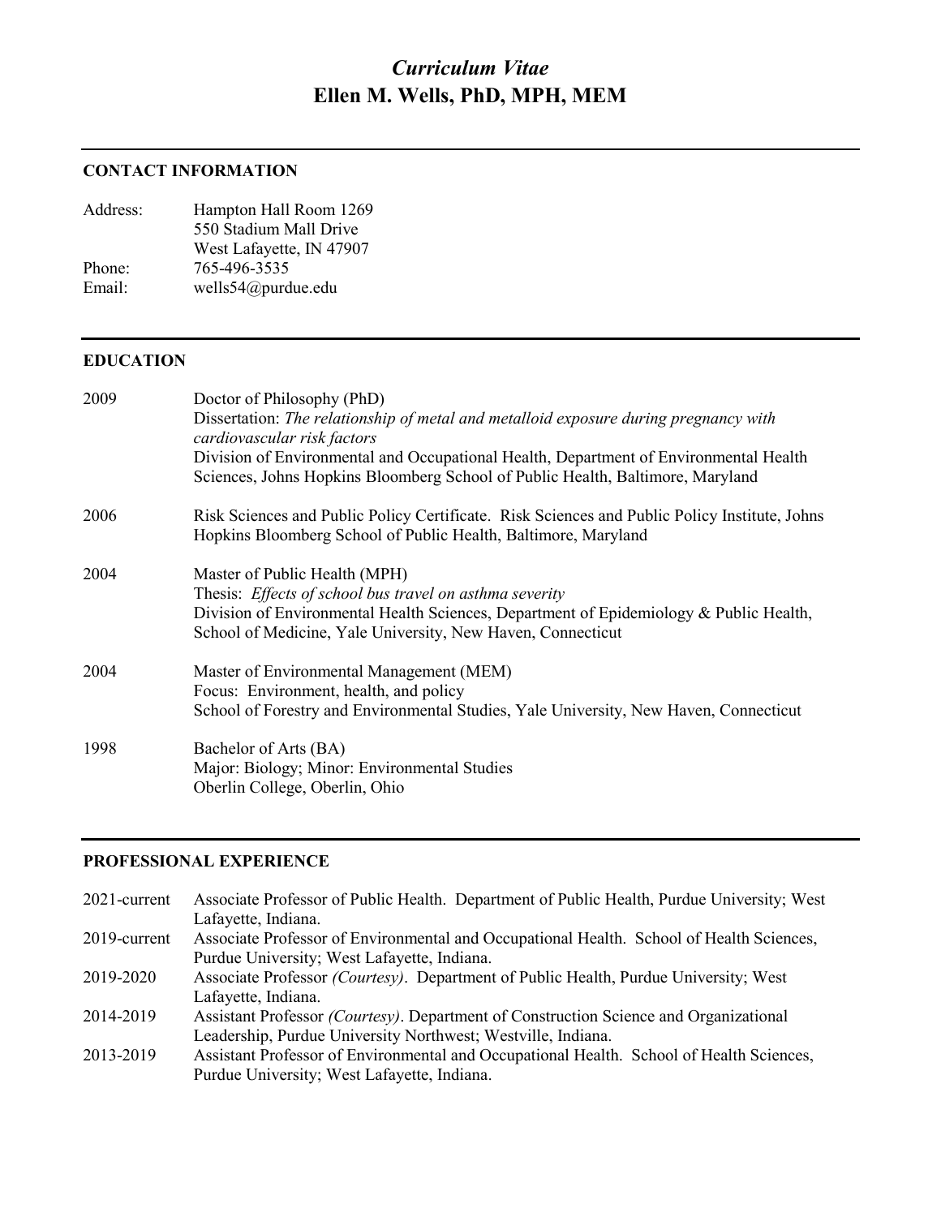# *Curriculum Vitae*
# Ellen M. Wells, PhD, MPH, MEM

## CONTACT INFORMATION

Address: Hampton Hall Room 1269
550 Stadium Mall Drive
West Lafayette, IN 47907
Phone: 765-496-3535
Email: wells54@purdue.edu

## EDUCATION

2009 Doctor of Philosophy (PhD)
Dissertation: *The relationship of metal and metalloid exposure during pregnancy with cardiovascular risk factors*
Division of Environmental and Occupational Health, Department of Environmental Health Sciences, Johns Hopkins Bloomberg School of Public Health, Baltimore, Maryland

2006 Risk Sciences and Public Policy Certificate. Risk Sciences and Public Policy Institute, Johns Hopkins Bloomberg School of Public Health, Baltimore, Maryland

2004 Master of Public Health (MPH)
Thesis: *Effects of school bus travel on asthma severity*
Division of Environmental Health Sciences, Department of Epidemiology & Public Health, School of Medicine, Yale University, New Haven, Connecticut

2004 Master of Environmental Management (MEM)
Focus: Environment, health, and policy
School of Forestry and Environmental Studies, Yale University, New Haven, Connecticut

1998 Bachelor of Arts (BA)
Major: Biology; Minor: Environmental Studies
Oberlin College, Oberlin, Ohio

## PROFESSIONAL EXPERIENCE

2021-current Associate Professor of Public Health. Department of Public Health, Purdue University; West Lafayette, Indiana.

2019-current Associate Professor of Environmental and Occupational Health. School of Health Sciences, Purdue University; West Lafayette, Indiana.

2019-2020 Associate Professor *(Courtesy)*. Department of Public Health, Purdue University; West Lafayette, Indiana.

2014-2019 Assistant Professor *(Courtesy)*. Department of Construction Science and Organizational Leadership, Purdue University Northwest; Westville, Indiana.

2013-2019 Assistant Professor of Environmental and Occupational Health. School of Health Sciences, Purdue University; West Lafayette, Indiana.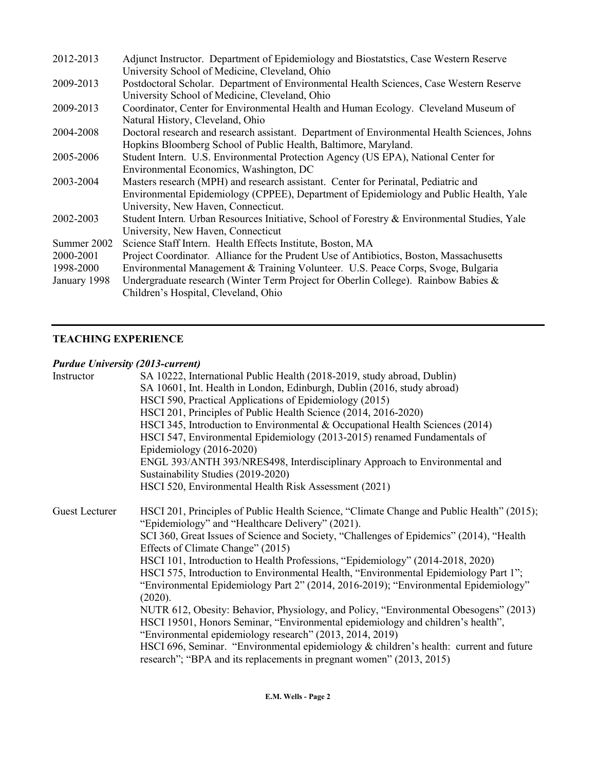| | |
|---|---|
| 2012-2013 | Adjunct Instructor. Department of Epidemiology and Biostatstics, Case Western Reserve University School of Medicine, Cleveland, Ohio |
| 2009-2013 | Postdoctoral Scholar. Department of Environmental Health Sciences, Case Western Reserve University School of Medicine, Cleveland, Ohio |
| 2009-2013 | Coordinator, Center for Environmental Health and Human Ecology. Cleveland Museum of Natural History, Cleveland, Ohio |
| 2004-2008 | Doctoral research and research assistant. Department of Environmental Health Sciences, Johns Hopkins Bloomberg School of Public Health, Baltimore, Maryland. |
| 2005-2006 | Student Intern. U.S. Environmental Protection Agency (US EPA), National Center for Environmental Economics, Washington, DC |
| 2003-2004 | Masters research (MPH) and research assistant. Center for Perinatal, Pediatric and Environmental Epidemiology (CPPEE), Department of Epidemiology and Public Health, Yale University, New Haven, Connecticut. |
| 2002-2003 | Student Intern. Urban Resources Initiative, School of Forestry & Environmental Studies, Yale University, New Haven, Connecticut |
| Summer 2002 | Science Staff Intern. Health Effects Institute, Boston, MA |
| 2000-2001 | Project Coordinator. Alliance for the Prudent Use of Antibiotics, Boston, Massachusetts |
| 1998-2000 | Environmental Management & Training Volunteer. U.S. Peace Corps, Svoge, Bulgaria |
| January 1998 | Undergraduate research (Winter Term Project for Oberlin College). Rainbow Babies & Children's Hospital, Cleveland, Ohio |

## TEACHING EXPERIENCE

***Purdue University (2013-current)***

**Instructor**

- SA 10222, International Public Health (2018-2019, study abroad, Dublin)
- SA 10601, Int. Health in London, Edinburgh, Dublin (2016, study abroad)
- HSCI 590, Practical Applications of Epidemiology (2015)
- HSCI 201, Principles of Public Health Science (2014, 2016-2020)
- HSCI 345, Introduction to Environmental & Occupational Health Sciences (2014)
- HSCI 547, Environmental Epidemiology (2013-2015) renamed Fundamentals of Epidemiology (2016-2020)
- ENGL 393/ANTH 393/NRES498, Interdisciplinary Approach to Environmental and Sustainability Studies (2019-2020)
- HSCI 520, Environmental Health Risk Assessment (2021)

**Guest Lecturer**

- HSCI 201, Principles of Public Health Science, "Climate Change and Public Health" (2015); "Epidemiology" and "Healthcare Delivery" (2021).
- SCI 360, Great Issues of Science and Society, "Challenges of Epidemics" (2014), "Health Effects of Climate Change" (2015)
- HSCI 101, Introduction to Health Professions, "Epidemiology" (2014-2018, 2020)
- HSCI 575, Introduction to Environmental Health, "Environmental Epidemiology Part 1"; "Environmental Epidemiology Part 2" (2014, 2016-2019); "Environmental Epidemiology" (2020).
- NUTR 612, Obesity: Behavior, Physiology, and Policy, "Environmental Obesogens" (2013)
- HSCI 19501, Honors Seminar, "Environmental epidemiology and children's health", "Environmental epidemiology research" (2013, 2014, 2019)
- HSCI 696, Seminar. "Environmental epidemiology & children's health: current and future research"; "BPA and its replacements in pregnant women" (2013, 2015)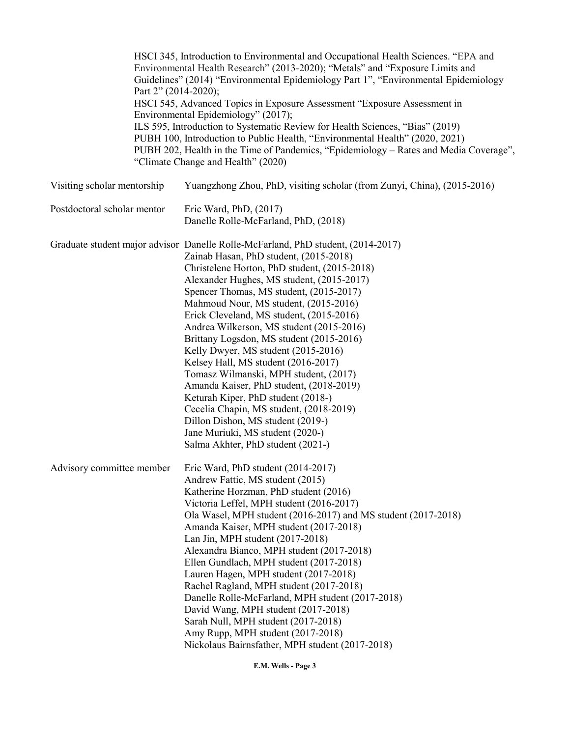HSCI 345, Introduction to Environmental and Occupational Health Sciences. "EPA and Environmental Health Research" (2013-2020); "Metals" and "Exposure Limits and Guidelines" (2014) "Environmental Epidemiology Part 1", "Environmental Epidemiology Part 2" (2014-2020);
HSCI 545, Advanced Topics in Exposure Assessment "Exposure Assessment in Environmental Epidemiology" (2017);
ILS 595, Introduction to Systematic Review for Health Sciences, "Bias" (2019)
PUBH 100, Introduction to Public Health, "Environmental Health" (2020, 2021)
PUBH 202, Health in the Time of Pandemics, "Epidemiology – Rates and Media Coverage", "Climate Change and Health" (2020)

| | |
|---|---|
| Visiting scholar mentorship | Yuangzhong Zhou, PhD, visiting scholar (from Zunyi, China), (2015-2016) |
| Postdoctoral scholar mentor | Eric Ward, PhD, (2017)<br>Danelle Rolle-McFarland, PhD, (2018) |
| Graduate student major advisor | Danelle Rolle-McFarland, PhD student, (2014-2017)<br>Zainab Hasan, PhD student, (2015-2018)<br>Christelene Horton, PhD student, (2015-2018)<br>Alexander Hughes, MS student, (2015-2017)<br>Spencer Thomas, MS student, (2015-2017)<br>Mahmoud Nour, MS student, (2015-2016)<br>Erick Cleveland, MS student, (2015-2016)<br>Andrea Wilkerson, MS student (2015-2016)<br>Brittany Logsdon, MS student (2015-2016)<br>Kelly Dwyer, MS student (2015-2016)<br>Kelsey Hall, MS student (2016-2017)<br>Tomasz Wilmanski, MPH student, (2017)<br>Amanda Kaiser, PhD student, (2018-2019)<br>Keturah Kiper, PhD student (2018-)<br>Cecelia Chapin, MS student, (2018-2019)<br>Dillon Dishon, MS student (2019-)<br>Jane Muriuki, MS student (2020-)<br>Salma Akhter, PhD student (2021-) |
| Advisory committee member | Eric Ward, PhD student (2014-2017)<br>Andrew Fattic, MS student (2015)<br>Katherine Horzman, PhD student (2016)<br>Victoria Leffel, MPH student (2016-2017)<br>Ola Wasel, MPH student (2016-2017) and MS student (2017-2018)<br>Amanda Kaiser, MPH student (2017-2018)<br>Lan Jin, MPH student (2017-2018)<br>Alexandra Bianco, MPH student (2017-2018)<br>Ellen Gundlach, MPH student (2017-2018)<br>Lauren Hagen, MPH student (2017-2018)<br>Rachel Ragland, MPH student (2017-2018)<br>Danelle Rolle-McFarland, MPH student (2017-2018)<br>David Wang, MPH student (2017-2018)<br>Sarah Null, MPH student (2017-2018)<br>Amy Rupp, MPH student (2017-2018)<br>Nickolaus Bairnsfather, MPH student (2017-2018) |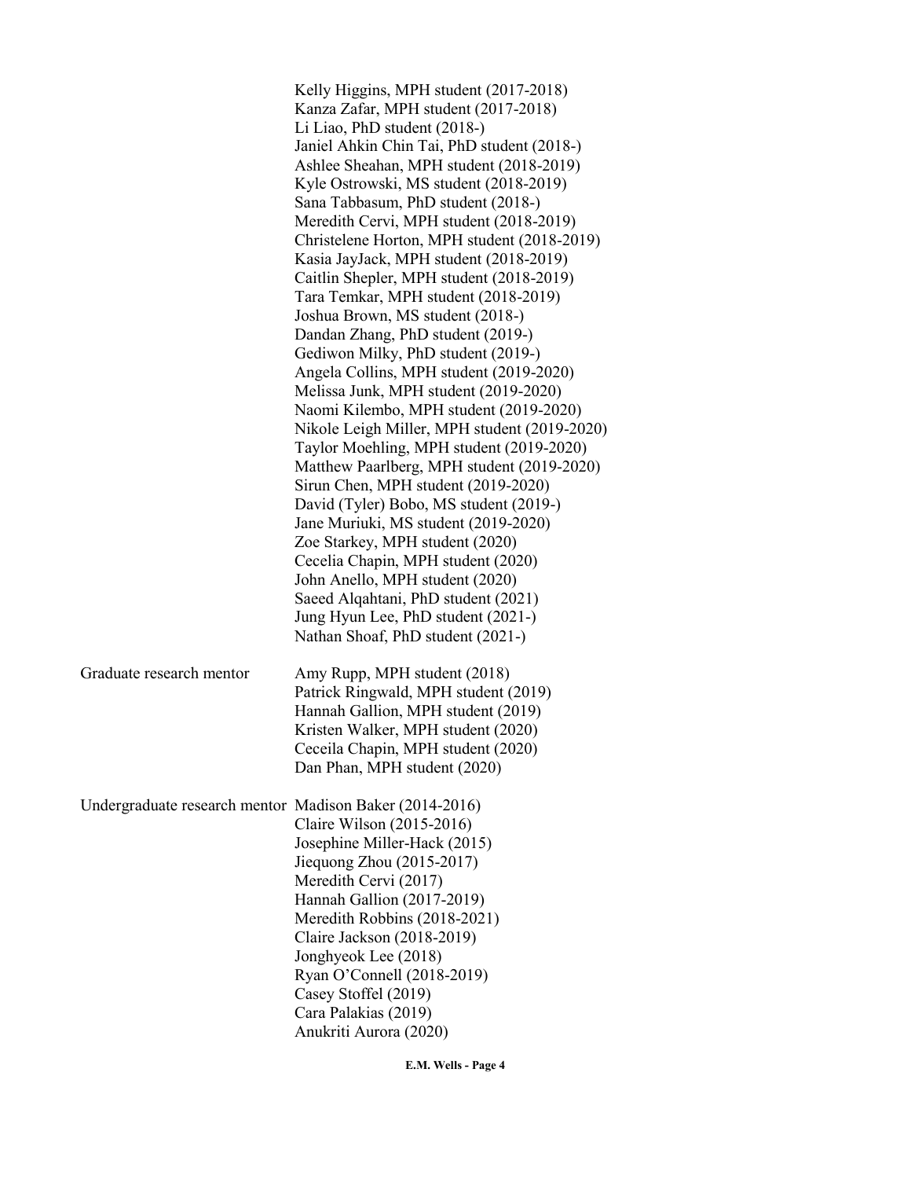Kelly Higgins, MPH student (2017-2018)
Kanza Zafar, MPH student (2017-2018)
Li Liao, PhD student (2018-)
Janiel Ahkin Chin Tai, PhD student (2018-)
Ashlee Sheahan, MPH student (2018-2019)
Kyle Ostrowski, MS student (2018-2019)
Sana Tabbasum, PhD student (2018-)
Meredith Cervi, MPH student (2018-2019)
Christelene Horton, MPH student (2018-2019)
Kasia JayJack, MPH student (2018-2019)
Caitlin Shepler, MPH student (2018-2019)
Tara Temkar, MPH student (2018-2019)
Joshua Brown, MS student (2018-)
Dandan Zhang, PhD student (2019-)
Gediwon Milky, PhD student (2019-)
Angela Collins, MPH student (2019-2020)
Melissa Junk, MPH student (2019-2020)
Naomi Kilembo, MPH student (2019-2020)
Nikole Leigh Miller, MPH student (2019-2020)
Taylor Moehling, MPH student (2019-2020)
Matthew Paarlberg, MPH student (2019-2020)
Sirun Chen, MPH student (2019-2020)
David (Tyler) Bobo, MS student (2019-)
Jane Muriuki, MS student (2019-2020)
Zoe Starkey, MPH student (2020)
Cecelia Chapin, MPH student (2020)
John Anello, MPH student (2020)
Saeed Alqahtani, PhD student (2021)
Jung Hyun Lee, PhD student (2021-)
Nathan Shoaf, PhD student (2021-)

Graduate research mentor

Amy Rupp, MPH student (2018)
Patrick Ringwald, MPH student (2019)
Hannah Gallion, MPH student (2019)
Kristen Walker, MPH student (2020)
Ceceila Chapin, MPH student (2020)
Dan Phan, MPH student (2020)

Undergraduate research mentor

Madison Baker (2014-2016)
Claire Wilson (2015-2016)
Josephine Miller-Hack (2015)
Jiequong Zhou (2015-2017)
Meredith Cervi (2017)
Hannah Gallion (2017-2019)
Meredith Robbins (2018-2021)
Claire Jackson (2018-2019)
Jonghyeok Lee (2018)
Ryan O'Connell (2018-2019)
Casey Stoffel (2019)
Cara Palakias (2019)
Anukriti Aurora (2020)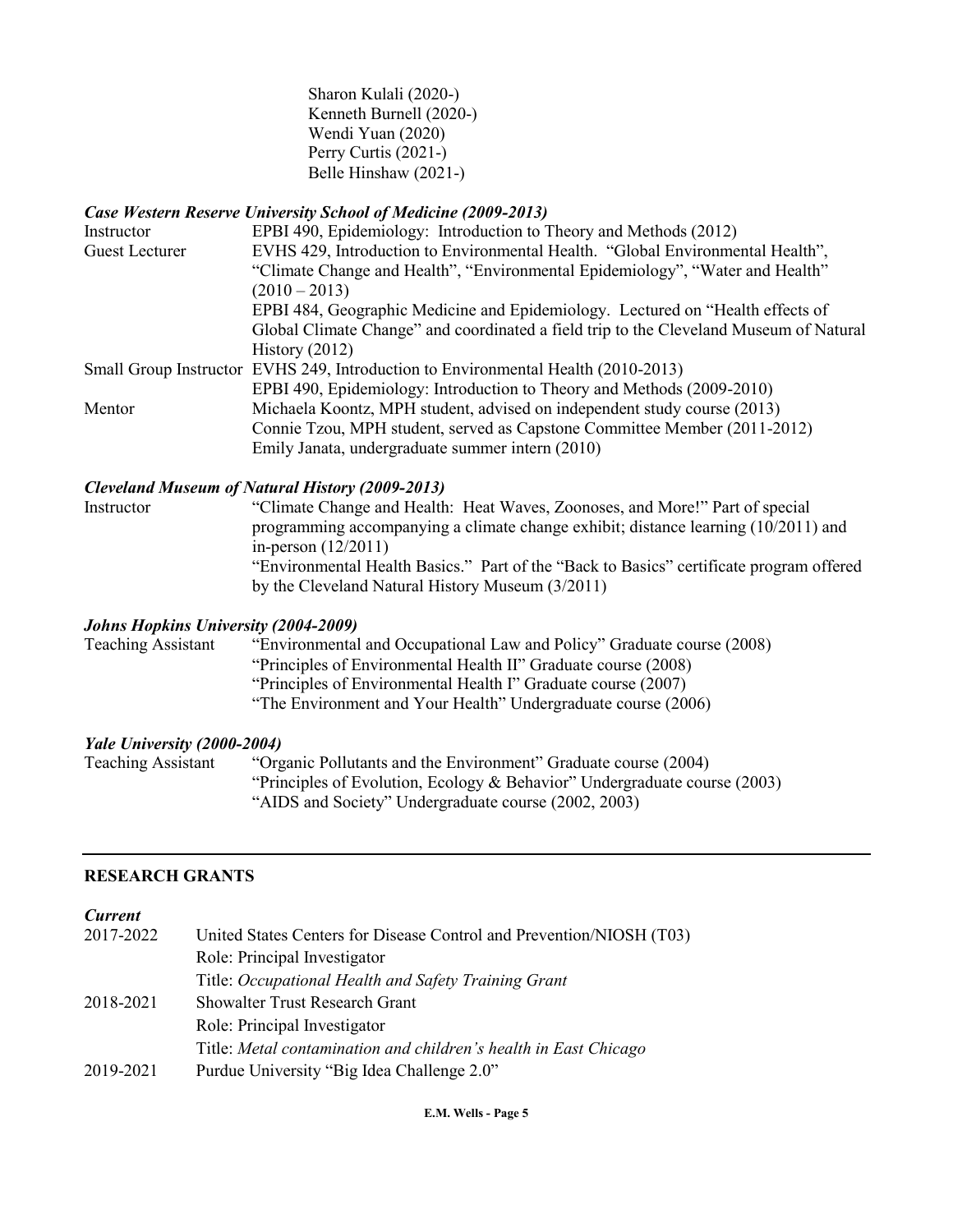Sharon Kulali (2020-)
Kenneth Burnell (2020-)
Wendi Yuan (2020)
Perry Curtis (2021-)
Belle Hinshaw (2021-)

***Case Western Reserve University School of Medicine (2009-2013)***

| | |
|---|---|
| Instructor | EPBI 490, Epidemiology: Introduction to Theory and Methods (2012) |
| Guest Lecturer | EVHS 429, Introduction to Environmental Health. "Global Environmental Health", "Climate Change and Health", "Environmental Epidemiology", "Water and Health" (2010 – 2013) |
| | EPBI 484, Geographic Medicine and Epidemiology. Lectured on "Health effects of Global Climate Change" and coordinated a field trip to the Cleveland Museum of Natural History (2012) |
| Small Group Instructor | EVHS 249, Introduction to Environmental Health (2010-2013) |
| | EPBI 490, Epidemiology: Introduction to Theory and Methods (2009-2010) |
| Mentor | Michaela Koontz, MPH student, advised on independent study course (2013) |
| | Connie Tzou, MPH student, served as Capstone Committee Member (2011-2012) |
| | Emily Janata, undergraduate summer intern (2010) |

***Cleveland Museum of Natural History (2009-2013)***

| | |
|---|---|
| Instructor | "Climate Change and Health: Heat Waves, Zoonoses, and More!" Part of special programming accompanying a climate change exhibit; distance learning (10/2011) and in-person (12/2011) |
| | "Environmental Health Basics." Part of the "Back to Basics" certificate program offered by the Cleveland Natural History Museum (3/2011) |

***Johns Hopkins University (2004-2009)***

| | |
|---|---|
| Teaching Assistant | "Environmental and Occupational Law and Policy" Graduate course (2008) |
| | "Principles of Environmental Health II" Graduate course (2008) |
| | "Principles of Environmental Health I" Graduate course (2007) |
| | "The Environment and Your Health" Undergraduate course (2006) |

***Yale University (2000-2004)***

| | |
|---|---|
| Teaching Assistant | "Organic Pollutants and the Environment" Graduate course (2004) |
| | "Principles of Evolution, Ecology & Behavior" Undergraduate course (2003) |
| | "AIDS and Society" Undergraduate course (2002, 2003) |

## RESEARCH GRANTS

***Current***

| | |
|---|---|
| 2017-2022 | United States Centers for Disease Control and Prevention/NIOSH (T03) |
| | Role: Principal Investigator |
| | Title: *Occupational Health and Safety Training Grant* |
| 2018-2021 | Showalter Trust Research Grant |
| | Role: Principal Investigator |
| | Title: *Metal contamination and children's health in East Chicago* |
| 2019-2021 | Purdue University "Big Idea Challenge 2.0" |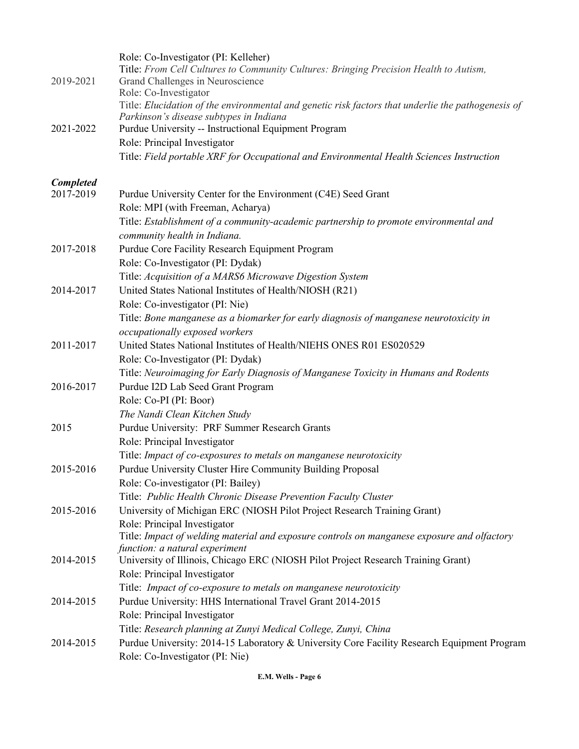Role: Co-Investigator (PI: Kelleher)
Title: *From Cell Cultures to Community Cultures: Bringing Precision Health to Autism,*

2019-2021 Grand Challenges in Neuroscience
Role: Co-Investigator
Title: *Elucidation of the environmental and genetic risk factors that underlie the pathogenesis of Parkinson's disease subtypes in Indiana*

2021-2022 Purdue University -- Instructional Equipment Program
Role: Principal Investigator
Title: *Field portable XRF for Occupational and Environmental Health Sciences Instruction*

***Completed***

2017-2019 Purdue University Center for the Environment (C4E) Seed Grant
Role: MPI (with Freeman, Acharya)
Title: *Establishment of a community-academic partnership to promote environmental and community health in Indiana.*

2017-2018 Purdue Core Facility Research Equipment Program
Role: Co-Investigator (PI: Dydak)
Title: *Acquisition of a MARS6 Microwave Digestion System*

2014-2017 United States National Institutes of Health/NIOSH (R21)
Role: Co-investigator (PI: Nie)
Title: *Bone manganese as a biomarker for early diagnosis of manganese neurotoxicity in occupationally exposed workers*

2011-2017 United States National Institutes of Health/NIEHS ONES R01 ES020529
Role: Co-Investigator (PI: Dydak)
Title: *Neuroimaging for Early Diagnosis of Manganese Toxicity in Humans and Rodents*

2016-2017 Purdue I2D Lab Seed Grant Program
Role: Co-PI (PI: Boor)
*The Nandi Clean Kitchen Study*

2015 Purdue University: PRF Summer Research Grants
Role: Principal Investigator
Title: *Impact of co-exposures to metals on manganese neurotoxicity*

2015-2016 Purdue University Cluster Hire Community Building Proposal
Role: Co-investigator (PI: Bailey)
Title: *Public Health Chronic Disease Prevention Faculty Cluster*

2015-2016 University of Michigan ERC (NIOSH Pilot Project Research Training Grant)
Role: Principal Investigator
Title: *Impact of welding material and exposure controls on manganese exposure and olfactory function: a natural experiment*

2014-2015 University of Illinois, Chicago ERC (NIOSH Pilot Project Research Training Grant)
Role: Principal Investigator
Title: *Impact of co-exposure to metals on manganese neurotoxicity*

2014-2015 Purdue University: HHS International Travel Grant 2014-2015
Role: Principal Investigator
Title: *Research planning at Zunyi Medical College, Zunyi, China*

2014-2015 Purdue University: 2014-15 Laboratory & University Core Facility Research Equipment Program
Role: Co-Investigator (PI: Nie)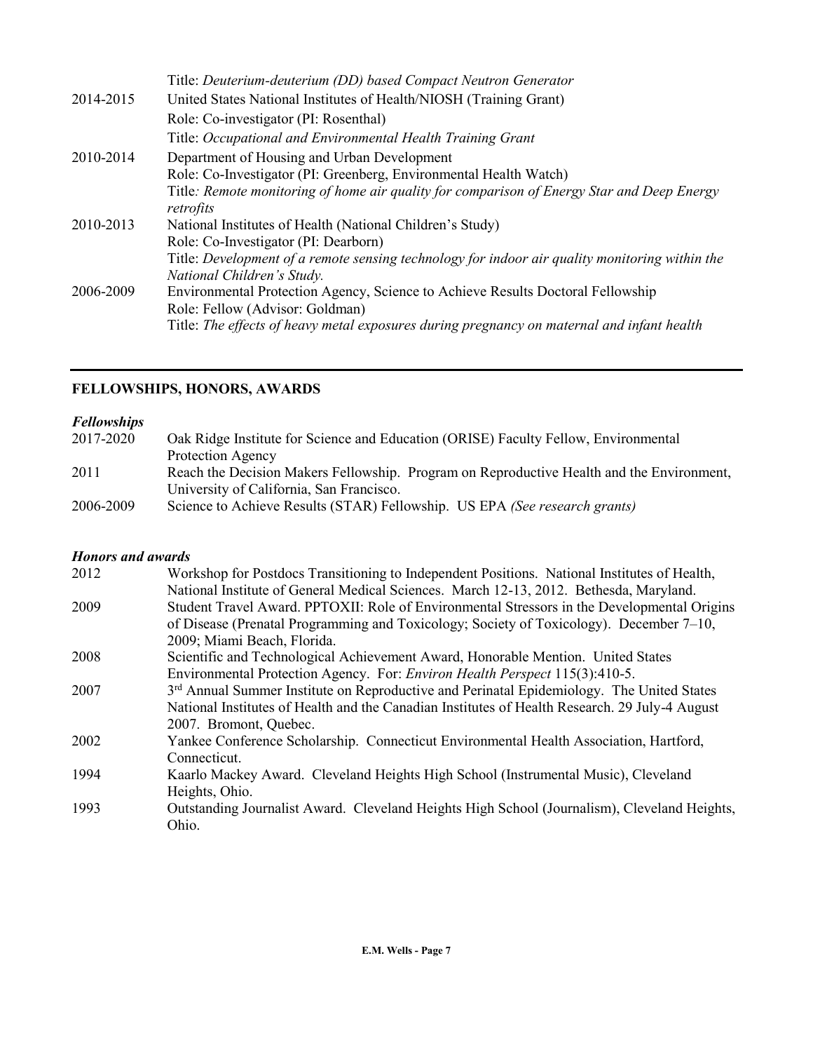| | |
|---|---|
| | Title: *Deuterium-deuterium (DD) based Compact Neutron Generator* |
| 2014-2015 | United States National Institutes of Health/NIOSH (Training Grant)<br>Role: Co-investigator (PI: Rosenthal)<br>Title: *Occupational and Environmental Health Training Grant* |
| 2010-2014 | Department of Housing and Urban Development<br>Role: Co-Investigator (PI: Greenberg, Environmental Health Watch)<br>Title*: Remote monitoring of home air quality for comparison of Energy Star and Deep Energy retrofits* |
| 2010-2013 | National Institutes of Health (National Children's Study)<br>Role: Co-Investigator (PI: Dearborn)<br>Title: *Development of a remote sensing technology for indoor air quality monitoring within the National Children's Study.* |
| 2006-2009 | Environmental Protection Agency, Science to Achieve Results Doctoral Fellowship<br>Role: Fellow (Advisor: Goldman)<br>Title: *The effects of heavy metal exposures during pregnancy on maternal and infant health* |

## FELLOWSHIPS, HONORS, AWARDS

### *Fellowships*

| | |
|---|---|
| 2017-2020 | Oak Ridge Institute for Science and Education (ORISE) Faculty Fellow, Environmental Protection Agency |
| 2011 | Reach the Decision Makers Fellowship. Program on Reproductive Health and the Environment, University of California, San Francisco. |
| 2006-2009 | Science to Achieve Results (STAR) Fellowship. US EPA *(See research grants)* |

### *Honors and awards*

| | |
|---|---|
| 2012 | Workshop for Postdocs Transitioning to Independent Positions. National Institutes of Health, National Institute of General Medical Sciences. March 12-13, 2012. Bethesda, Maryland. |
| 2009 | Student Travel Award. PPTOXII: Role of Environmental Stressors in the Developmental Origins of Disease (Prenatal Programming and Toxicology; Society of Toxicology). December 7–10, 2009; Miami Beach, Florida. |
| 2008 | Scientific and Technological Achievement Award, Honorable Mention. United States Environmental Protection Agency. For: *Environ Health Perspect* 115(3):410-5. |
| 2007 | 3rd Annual Summer Institute on Reproductive and Perinatal Epidemiology. The United States National Institutes of Health and the Canadian Institutes of Health Research. 29 July-4 August 2007. Bromont, Quebec. |
| 2002 | Yankee Conference Scholarship. Connecticut Environmental Health Association, Hartford, Connecticut. |
| 1994 | Kaarlo Mackey Award. Cleveland Heights High School (Instrumental Music), Cleveland Heights, Ohio. |
| 1993 | Outstanding Journalist Award. Cleveland Heights High School (Journalism), Cleveland Heights, Ohio. |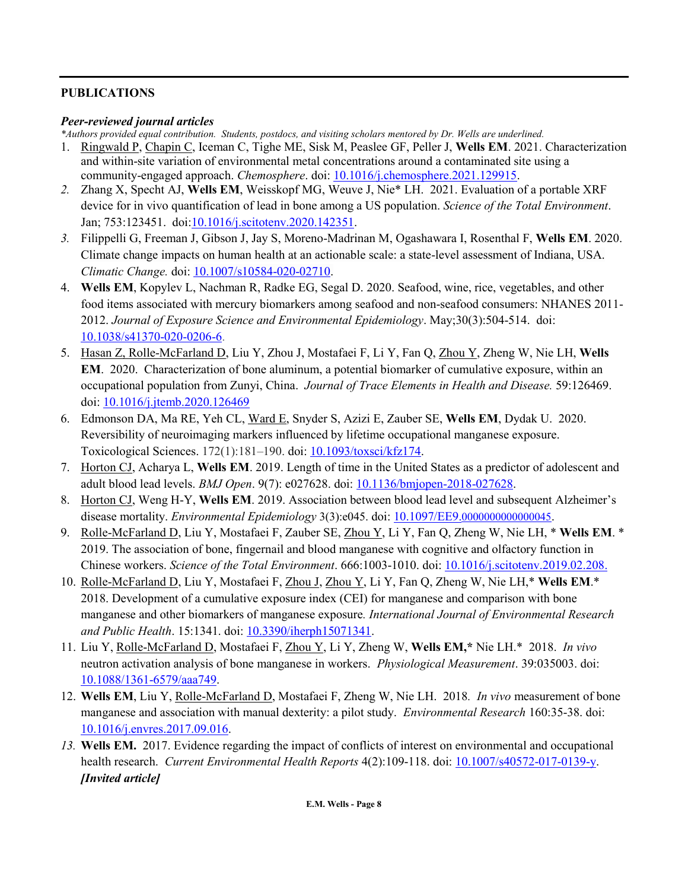## PUBLICATIONS

### *Peer-reviewed journal articles*

*\*Authors provided equal contribution. Students, postdocs, and visiting scholars mentored by Dr. Wells are underlined.*

1. Ringwald P, Chapin C, Iceman C, Tighe ME, Sisk M, Peaslee GF, Peller J, **Wells EM**. 2021. Characterization and within-site variation of environmental metal concentrations around a contaminated site using a community-engaged approach. *Chemosphere*. doi: 10.1016/j.chemosphere.2021.129915.
2. Zhang X, Specht AJ, **Wells EM**, Weisskopf MG, Weuve J, Nie* LH. 2021. Evaluation of a portable XRF device for in vivo quantification of lead in bone among a US population. *Science of the Total Environment*. Jan; 753:123451. doi:10.1016/j.scitotenv.2020.142351.
3. Filippelli G, Freeman J, Gibson J, Jay S, Moreno-Madrinan M, Ogashawara I, Rosenthal F, **Wells EM**. 2020. Climate change impacts on human health at an actionable scale: a state-level assessment of Indiana, USA. *Climatic Change.* doi: 10.1007/s10584-020-02710.
4. **Wells EM**, Kopylev L, Nachman R, Radke EG, Segal D. 2020. Seafood, wine, rice, vegetables, and other food items associated with mercury biomarkers among seafood and non-seafood consumers: NHANES 2011-2012. *Journal of Exposure Science and Environmental Epidemiology*. May;30(3):504-514. doi: 10.1038/s41370-020-0206-6.
5. Hasan Z, Rolle-McFarland D, Liu Y, Zhou J, Mostafaei F, Li Y, Fan Q, Zhou Y, Zheng W, Nie LH, **Wells EM**. 2020. Characterization of bone aluminum, a potential biomarker of cumulative exposure, within an occupational population from Zunyi, China. *Journal of Trace Elements in Health and Disease.* 59:126469. doi: 10.1016/j.jtemb.2020.126469
6. Edmonson DA, Ma RE, Yeh CL, Ward E, Snyder S, Azizi E, Zauber SE, **Wells EM**, Dydak U. 2020. Reversibility of neuroimaging markers influenced by lifetime occupational manganese exposure. Toxicological Sciences. 172(1):181–190. doi: 10.1093/toxsci/kfz174.
7. Horton CJ, Acharya L, **Wells EM**. 2019. Length of time in the United States as a predictor of adolescent and adult blood lead levels. *BMJ Open*. 9(7): e027628. doi: 10.1136/bmjopen-2018-027628.
8. Horton CJ, Weng H-Y, **Wells EM**. 2019. Association between blood lead level and subsequent Alzheimer's disease mortality. *Environmental Epidemiology* 3(3):e045. doi: 10.1097/EE9.0000000000000045.
9. Rolle-McFarland D, Liu Y, Mostafaei F, Zauber SE, Zhou Y, Li Y, Fan Q, Zheng W, Nie LH, * **Wells EM**. * 2019. The association of bone, fingernail and blood manganese with cognitive and olfactory function in Chinese workers. *Science of the Total Environment*. 666:1003-1010. doi: 10.1016/j.scitotenv.2019.02.208.
10. Rolle-McFarland D, Liu Y, Mostafaei F, Zhou J, Zhou Y, Li Y, Fan Q, Zheng W, Nie LH,* **Wells EM**.* 2018. Development of a cumulative exposure index (CEI) for manganese and comparison with bone manganese and other biomarkers of manganese exposure. *International Journal of Environmental Research and Public Health*. 15:1341. doi: 10.3390/iherph15071341.
11. Liu Y, Rolle-McFarland D, Mostafaei F, Zhou Y, Li Y, Zheng W, **Wells EM,*** Nie LH.* 2018. *In vivo* neutron activation analysis of bone manganese in workers. *Physiological Measurement*. 39:035003. doi: 10.1088/1361-6579/aaa749.
12. **Wells EM**, Liu Y, Rolle-McFarland D, Mostafaei F, Zheng W, Nie LH. 2018. *In vivo* measurement of bone manganese and association with manual dexterity: a pilot study. *Environmental Research* 160:35-38. doi: 10.1016/j.envres.2017.09.016.
13. **Wells EM.** 2017. Evidence regarding the impact of conflicts of interest on environmental and occupational health research. *Current Environmental Health Reports* 4(2):109-118. doi: 10.1007/s40572-017-0139-y. ***[Invited article]***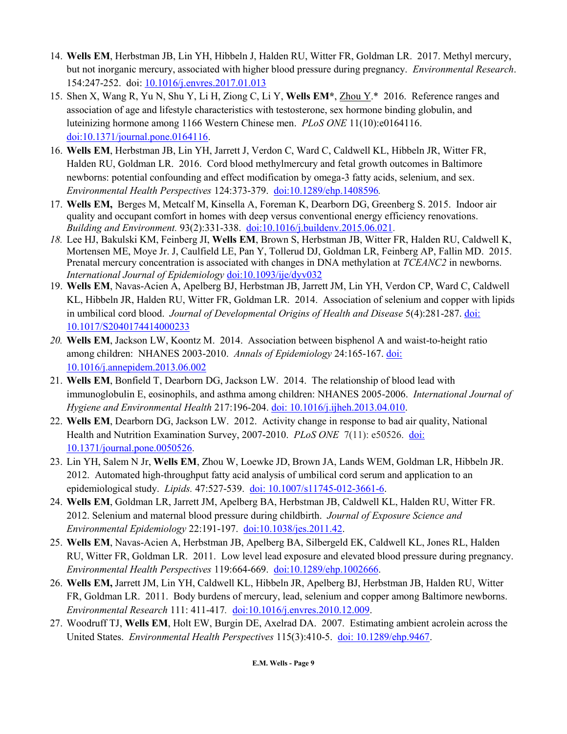14. **Wells EM**, Herbstman JB, Lin YH, Hibbeln J, Halden RU, Witter FR, Goldman LR. 2017. Methyl mercury, but not inorganic mercury, associated with higher blood pressure during pregnancy. *Environmental Research*. 154:247-252. doi: [10.1016/j.envres.2017.01.013](https://doi.org/10.1016/j.envres.2017.01.013)
15. Shen X, Wang R, Yu N, Shu Y, Li H, Ziong C, Li Y, **Wells EM***, Zhou Y.* 2016. Reference ranges and association of age and lifestyle characteristics with testosterone, sex hormone binding globulin, and luteinizing hormone among 1166 Western Chinese men. *PLoS ONE* 11(10):e0164116. [doi:10.1371/journal.pone.0164116](https://doi.org/10.1371/journal.pone.0164116).
16. **Wells EM**, Herbstman JB, Lin YH, Jarrett J, Verdon C, Ward C, Caldwell KL, Hibbeln JR, Witter FR, Halden RU, Goldman LR. 2016. Cord blood methylmercury and fetal growth outcomes in Baltimore newborns: potential confounding and effect modification by omega-3 fatty acids, selenium, and sex. *Environmental Health Perspectives* 124:373-379. [doi:10.1289/ehp.1408596](https://doi.org/10.1289/ehp.1408596).
17. **Wells EM,** Berges M, Metcalf M, Kinsella A, Foreman K, Dearborn DG, Greenberg S. 2015. Indoor air quality and occupant comfort in homes with deep versus conventional energy efficiency renovations. *Building and Environment.* 93(2):331-338. [doi:10.1016/j.buildenv.2015.06.021](https://doi.org/10.1016/j.buildenv.2015.06.021).
18. Lee HJ, Bakulski KM, Feinberg JI, **Wells EM**, Brown S, Herbstman JB, Witter FR, Halden RU, Caldwell K, Mortensen ME, Moye Jr. J, Caulfield LE, Pan Y, Tollerud DJ, Goldman LR, Feinberg AP, Fallin MD. 2015. Prenatal mercury concentration is associated with changes in DNA methylation at *TCEANC2* in newborns. *International Journal of Epidemiology* [doi:10.1093/ije/dyv032](https://doi.org/10.1093/ije/dyv032)
19. **Wells EM**, Navas-Acien A, Apelberg BJ, Herbstman JB, Jarrett JM, Lin YH, Verdon CP, Ward C, Caldwell KL, Hibbeln JR, Halden RU, Witter FR, Goldman LR. 2014. Association of selenium and copper with lipids in umbilical cord blood. *Journal of Developmental Origins of Health and Disease* 5(4):281-287. [doi: 10.1017/S2040174414000233](https://doi.org/10.1017/S2040174414000233)
20. **Wells EM**, Jackson LW, Koontz M. 2014. Association between bisphenol A and waist-to-height ratio among children: NHANES 2003-2010. *Annals of Epidemiology* 24:165-167. [doi: 10.1016/j.annepidem.2013.06.002](https://doi.org/10.1016/j.annepidem.2013.06.002)
21. **Wells EM**, Bonfield T, Dearborn DG, Jackson LW. 2014. The relationship of blood lead with immunoglobulin E, eosinophils, and asthma among children: NHANES 2005-2006. *International Journal of Hygiene and Environmental Health* 217:196-204. [doi: 10.1016/j.ijheh.2013.04.010](https://doi.org/10.1016/j.ijheh.2013.04.010).
22. **Wells EM**, Dearborn DG, Jackson LW. 2012. Activity change in response to bad air quality, National Health and Nutrition Examination Survey, 2007-2010. *PLoS ONE* 7(11): e50526. [doi: 10.1371/journal.pone.0050526](https://doi.org/10.1371/journal.pone.0050526).
23. Lin YH, Salem N Jr, **Wells EM**, Zhou W, Loewke JD, Brown JA, Lands WEM, Goldman LR, Hibbeln JR. 2012. Automated high-throughput fatty acid analysis of umbilical cord serum and application to an epidemiological study. *Lipids.* 47:527-539. [doi: 10.1007/s11745-012-3661-6](https://doi.org/10.1007/s11745-012-3661-6).
24. **Wells EM**, Goldman LR, Jarrett JM, Apelberg BA, Herbstman JB, Caldwell KL, Halden RU, Witter FR. 2012. Selenium and maternal blood pressure during childbirth. *Journal of Exposure Science and Environmental Epidemiology* 22:191-197. [doi:10.1038/jes.2011.42](https://doi.org/10.1038/jes.2011.42).
25. **Wells EM**, Navas-Acien A, Herbstman JB, Apelberg BA, Silbergeld EK, Caldwell KL, Jones RL, Halden RU, Witter FR, Goldman LR. 2011. Low level lead exposure and elevated blood pressure during pregnancy. *Environmental Health Perspectives* 119:664-669. [doi:10.1289/ehp.1002666](https://doi.org/10.1289/ehp.1002666).
26. **Wells EM,** Jarrett JM, Lin YH, Caldwell KL, Hibbeln JR, Apelberg BJ, Herbstman JB, Halden RU, Witter FR, Goldman LR. 2011. Body burdens of mercury, lead, selenium and copper among Baltimore newborns. *Environmental Research* 111: 411-417. [doi:10.1016/j.envres.2010.12.009](https://doi.org/10.1016/j.envres.2010.12.009).
27. Woodruff TJ, **Wells EM**, Holt EW, Burgin DE, Axelrad DA. 2007. Estimating ambient acrolein across the United States. *Environmental Health Perspectives* 115(3):410-5. [doi: 10.1289/ehp.9467](https://doi.org/10.1289/ehp.9467).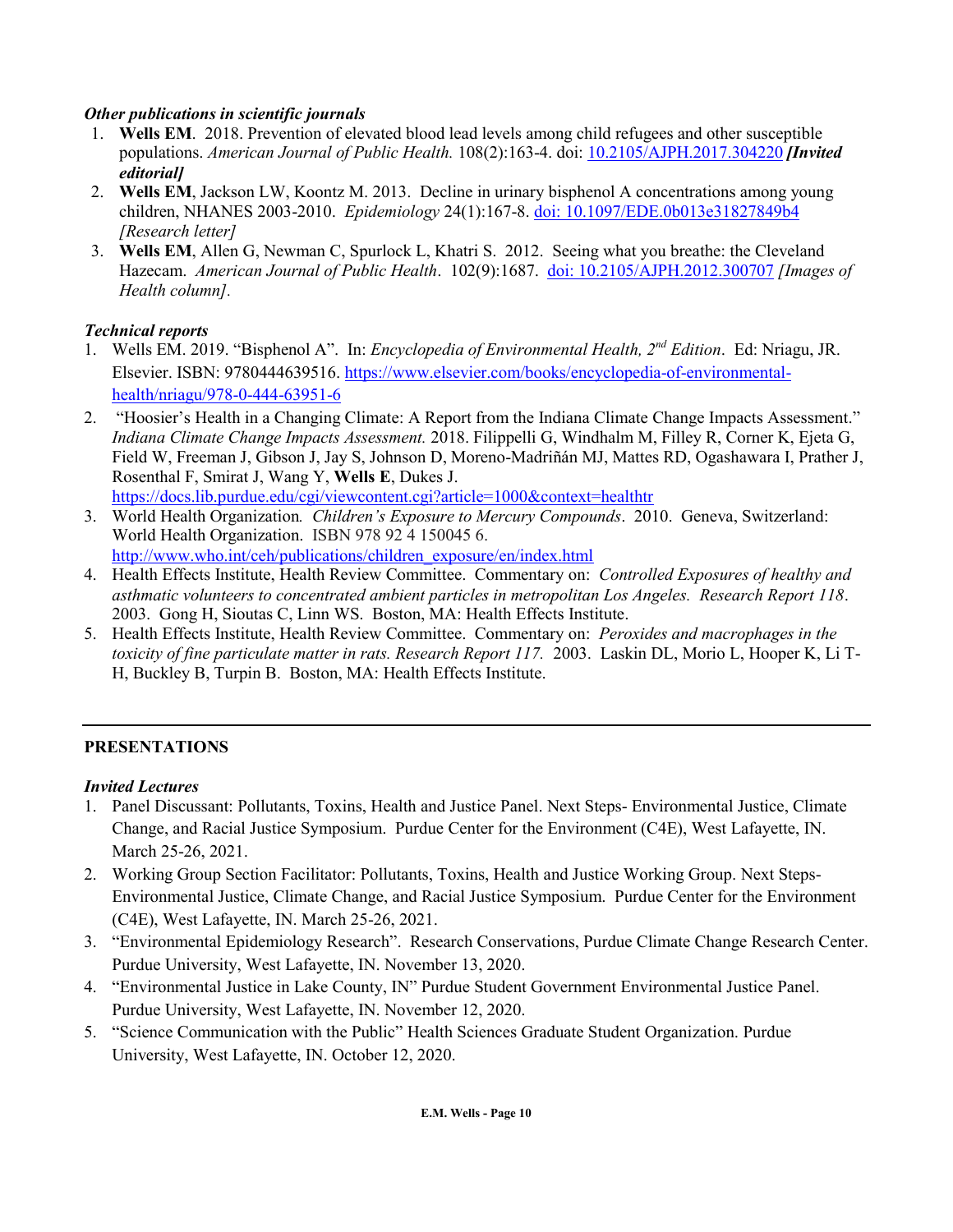### *Other publications in scientific journals*

1. **Wells EM**. 2018. Prevention of elevated blood lead levels among child refugees and other susceptible populations. *American Journal of Public Health.* 108(2):163-4. doi: 10.2105/AJPH.2017.304220 ***[Invited editorial]***
2. **Wells EM**, Jackson LW, Koontz M. 2013. Decline in urinary bisphenol A concentrations among young children, NHANES 2003-2010. *Epidemiology* 24(1):167-8. doi: 10.1097/EDE.0b013e31827849b4 *[Research letter]*
3. **Wells EM**, Allen G, Newman C, Spurlock L, Khatri S. 2012. Seeing what you breathe: the Cleveland Hazecam. *American Journal of Public Health*. 102(9):1687. doi: 10.2105/AJPH.2012.300707 *[Images of Health column]*.

### *Technical reports*

1. Wells EM. 2019. "Bisphenol A". In: *Encyclopedia of Environmental Health, 2nd Edition*. Ed: Nriagu, JR. Elsevier. ISBN: 9780444639516. https://www.elsevier.com/books/encyclopedia-of-environmental-health/nriagu/978-0-444-63951-6
2. "Hoosier's Health in a Changing Climate: A Report from the Indiana Climate Change Impacts Assessment." *Indiana Climate Change Impacts Assessment.* 2018. Filippelli G, Windhalm M, Filley R, Corner K, Ejeta G, Field W, Freeman J, Gibson J, Jay S, Johnson D, Moreno-Madriñán MJ, Mattes RD, Ogashawara I, Prather J, Rosenthal F, Smirat J, Wang Y, **Wells E**, Dukes J. https://docs.lib.purdue.edu/cgi/viewcontent.cgi?article=1000&context=healthtr
3. World Health Organization*. Children's Exposure to Mercury Compounds*. 2010. Geneva, Switzerland: World Health Organization. ISBN 978 92 4 150045 6. http://www.who.int/ceh/publications/children_exposure/en/index.html
4. Health Effects Institute, Health Review Committee. Commentary on: *Controlled Exposures of healthy and asthmatic volunteers to concentrated ambient particles in metropolitan Los Angeles. Research Report 118*. 2003. Gong H, Sioutas C, Linn WS. Boston, MA: Health Effects Institute.
5. Health Effects Institute, Health Review Committee. Commentary on: *Peroxides and macrophages in the toxicity of fine particulate matter in rats. Research Report 117.* 2003. Laskin DL, Morio L, Hooper K, Li T-H, Buckley B, Turpin B. Boston, MA: Health Effects Institute.

---

## PRESENTATIONS

### *Invited Lectures*

1. Panel Discussant: Pollutants, Toxins, Health and Justice Panel. Next Steps- Environmental Justice, Climate Change, and Racial Justice Symposium. Purdue Center for the Environment (C4E), West Lafayette, IN. March 25-26, 2021.
2. Working Group Section Facilitator: Pollutants, Toxins, Health and Justice Working Group. Next Steps- Environmental Justice, Climate Change, and Racial Justice Symposium. Purdue Center for the Environment (C4E), West Lafayette, IN. March 25-26, 2021.
3. "Environmental Epidemiology Research". Research Conservations, Purdue Climate Change Research Center. Purdue University, West Lafayette, IN. November 13, 2020.
4. "Environmental Justice in Lake County, IN" Purdue Student Government Environmental Justice Panel. Purdue University, West Lafayette, IN. November 12, 2020.
5. "Science Communication with the Public" Health Sciences Graduate Student Organization. Purdue University, West Lafayette, IN. October 12, 2020.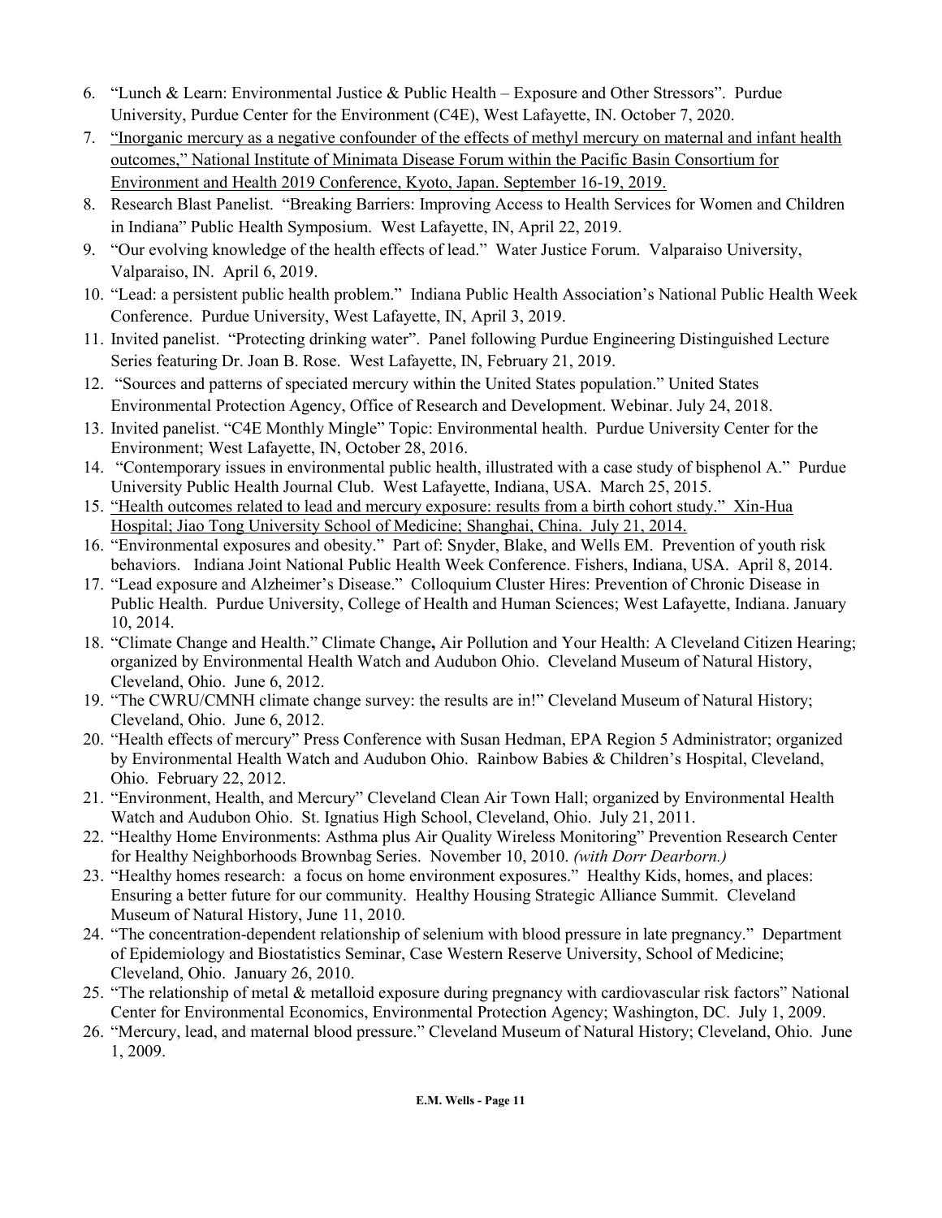6. "Lunch & Learn: Environmental Justice & Public Health – Exposure and Other Stressors". Purdue University, Purdue Center for the Environment (C4E), West Lafayette, IN. October 7, 2020.
7. <u>"Inorganic mercury as a negative confounder of the effects of methyl mercury on maternal and infant health outcomes," National Institute of Minimata Disease Forum within the Pacific Basin Consortium for Environment and Health 2019 Conference, Kyoto, Japan. September 16-19, 2019.</u>
8. Research Blast Panelist. "Breaking Barriers: Improving Access to Health Services for Women and Children in Indiana" Public Health Symposium. West Lafayette, IN, April 22, 2019.
9. "Our evolving knowledge of the health effects of lead." Water Justice Forum. Valparaiso University, Valparaiso, IN. April 6, 2019.
10. "Lead: a persistent public health problem." Indiana Public Health Association's National Public Health Week Conference. Purdue University, West Lafayette, IN, April 3, 2019.
11. Invited panelist. "Protecting drinking water". Panel following Purdue Engineering Distinguished Lecture Series featuring Dr. Joan B. Rose. West Lafayette, IN, February 21, 2019.
12. "Sources and patterns of speciated mercury within the United States population." United States Environmental Protection Agency, Office of Research and Development. Webinar. July 24, 2018.
13. Invited panelist. "C4E Monthly Mingle" Topic: Environmental health. Purdue University Center for the Environment; West Lafayette, IN, October 28, 2016.
14. "Contemporary issues in environmental public health, illustrated with a case study of bisphenol A." Purdue University Public Health Journal Club. West Lafayette, Indiana, USA. March 25, 2015.
15. <u>"Health outcomes related to lead and mercury exposure: results from a birth cohort study." Xin-Hua Hospital; Jiao Tong University School of Medicine; Shanghai, China. July 21, 2014.</u>
16. "Environmental exposures and obesity." Part of: Snyder, Blake, and Wells EM. Prevention of youth risk behaviors. Indiana Joint National Public Health Week Conference. Fishers, Indiana, USA. April 8, 2014.
17. "Lead exposure and Alzheimer's Disease." Colloquium Cluster Hires: Prevention of Chronic Disease in Public Health. Purdue University, College of Health and Human Sciences; West Lafayette, Indiana. January 10, 2014.
18. "Climate Change and Health." Climate Change**,** Air Pollution and Your Health: A Cleveland Citizen Hearing; organized by Environmental Health Watch and Audubon Ohio. Cleveland Museum of Natural History, Cleveland, Ohio. June 6, 2012.
19. "The CWRU/CMNH climate change survey: the results are in!" Cleveland Museum of Natural History; Cleveland, Ohio. June 6, 2012.
20. "Health effects of mercury" Press Conference with Susan Hedman, EPA Region 5 Administrator; organized by Environmental Health Watch and Audubon Ohio. Rainbow Babies & Children's Hospital, Cleveland, Ohio. February 22, 2012.
21. "Environment, Health, and Mercury" Cleveland Clean Air Town Hall; organized by Environmental Health Watch and Audubon Ohio. St. Ignatius High School, Cleveland, Ohio. July 21, 2011.
22. "Healthy Home Environments: Asthma plus Air Quality Wireless Monitoring" Prevention Research Center for Healthy Neighborhoods Brownbag Series. November 10, 2010. *(with Dorr Dearborn.)*
23. "Healthy homes research: a focus on home environment exposures." Healthy Kids, homes, and places: Ensuring a better future for our community. Healthy Housing Strategic Alliance Summit. Cleveland Museum of Natural History, June 11, 2010.
24. "The concentration-dependent relationship of selenium with blood pressure in late pregnancy." Department of Epidemiology and Biostatistics Seminar, Case Western Reserve University, School of Medicine; Cleveland, Ohio. January 26, 2010.
25. "The relationship of metal & metalloid exposure during pregnancy with cardiovascular risk factors" National Center for Environmental Economics, Environmental Protection Agency; Washington, DC. July 1, 2009.
26. "Mercury, lead, and maternal blood pressure." Cleveland Museum of Natural History; Cleveland, Ohio. June 1, 2009.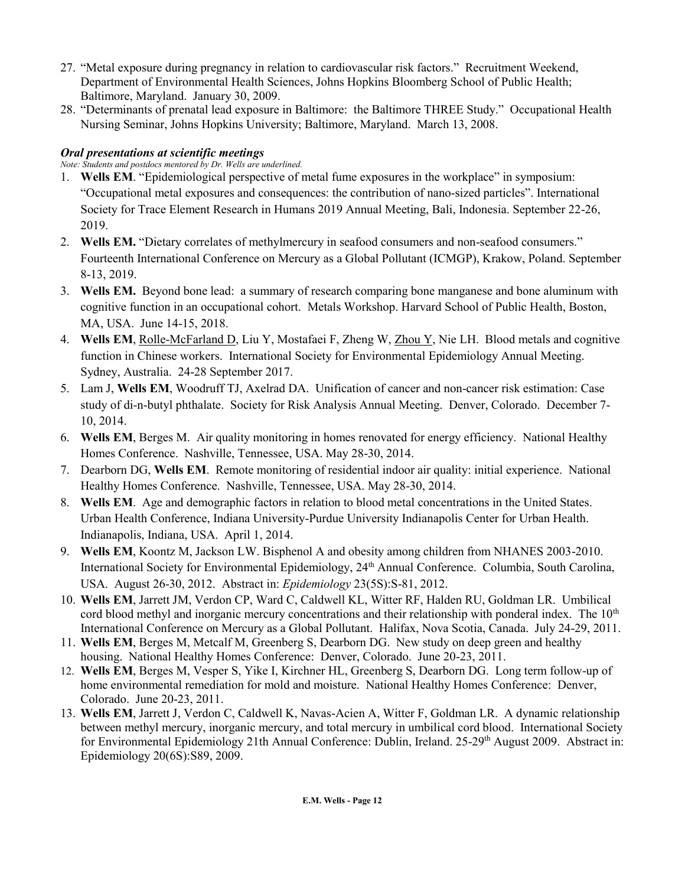27. "Metal exposure during pregnancy in relation to cardiovascular risk factors." Recruitment Weekend, Department of Environmental Health Sciences, Johns Hopkins Bloomberg School of Public Health; Baltimore, Maryland. January 30, 2009.
28. "Determinants of prenatal lead exposure in Baltimore: the Baltimore THREE Study." Occupational Health Nursing Seminar, Johns Hopkins University; Baltimore, Maryland. March 13, 2008.

### *Oral presentations at scientific meetings*

*Note: Students and postdocs mentored by Dr. Wells are underlined.*

1. **Wells EM**. "Epidemiological perspective of metal fume exposures in the workplace" in symposium: "Occupational metal exposures and consequences: the contribution of nano-sized particles". International Society for Trace Element Research in Humans 2019 Annual Meeting, Bali, Indonesia. September 22-26, 2019.
2. **Wells EM.** "Dietary correlates of methylmercury in seafood consumers and non-seafood consumers." Fourteenth International Conference on Mercury as a Global Pollutant (ICMGP), Krakow, Poland. September 8-13, 2019.
3. **Wells EM.** Beyond bone lead: a summary of research comparing bone manganese and bone aluminum with cognitive function in an occupational cohort. Metals Workshop. Harvard School of Public Health, Boston, MA, USA. June 14-15, 2018.
4. **Wells EM**, <u>Rolle-McFarland D</u>, Liu Y, Mostafaei F, Zheng W, <u>Zhou Y</u>, Nie LH. Blood metals and cognitive function in Chinese workers. International Society for Environmental Epidemiology Annual Meeting. Sydney, Australia. 24-28 September 2017.
5. Lam J, **Wells EM**, Woodruff TJ, Axelrad DA. Unification of cancer and non-cancer risk estimation: Case study of di-n-butyl phthalate. Society for Risk Analysis Annual Meeting. Denver, Colorado. December 7-10, 2014.
6. **Wells EM**, Berges M. Air quality monitoring in homes renovated for energy efficiency. National Healthy Homes Conference. Nashville, Tennessee, USA. May 28-30, 2014.
7. Dearborn DG, **Wells EM**. Remote monitoring of residential indoor air quality: initial experience. National Healthy Homes Conference. Nashville, Tennessee, USA. May 28-30, 2014.
8. **Wells EM**. Age and demographic factors in relation to blood metal concentrations in the United States. Urban Health Conference, Indiana University-Purdue University Indianapolis Center for Urban Health. Indianapolis, Indiana, USA. April 1, 2014.
9. **Wells EM**, Koontz M, Jackson LW. Bisphenol A and obesity among children from NHANES 2003-2010. International Society for Environmental Epidemiology, 24th Annual Conference. Columbia, South Carolina, USA. August 26-30, 2012. Abstract in: *Epidemiology* 23(5S):S-81, 2012.
10. **Wells EM**, Jarrett JM, Verdon CP, Ward C, Caldwell KL, Witter RF, Halden RU, Goldman LR. Umbilical cord blood methyl and inorganic mercury concentrations and their relationship with ponderal index. The 10th International Conference on Mercury as a Global Pollutant. Halifax, Nova Scotia, Canada. July 24-29, 2011.
11. **Wells EM**, Berges M, Metcalf M, Greenberg S, Dearborn DG. New study on deep green and healthy housing. National Healthy Homes Conference: Denver, Colorado. June 20-23, 2011.
12. **Wells EM**, Berges M, Vesper S, Yike I, Kirchner HL, Greenberg S, Dearborn DG. Long term follow-up of home environmental remediation for mold and moisture. National Healthy Homes Conference: Denver, Colorado. June 20-23, 2011.
13. **Wells EM**, Jarrett J, Verdon C, Caldwell K, Navas-Acien A, Witter F, Goldman LR. A dynamic relationship between methyl mercury, inorganic mercury, and total mercury in umbilical cord blood. International Society for Environmental Epidemiology 21th Annual Conference: Dublin, Ireland. 25-29th August 2009. Abstract in: Epidemiology 20(6S):S89, 2009.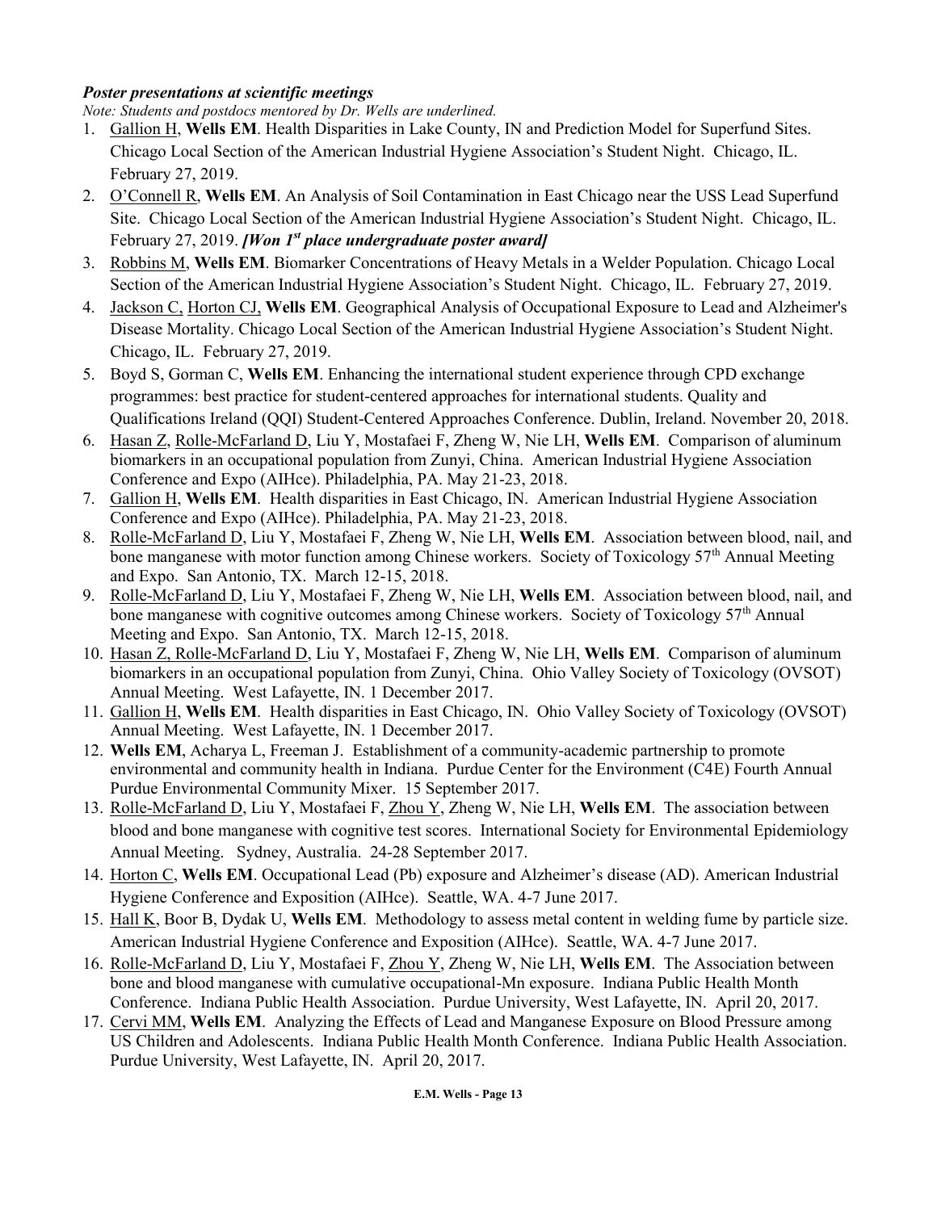***Poster presentations at scientific meetings***

*Note: Students and postdocs mentored by Dr. Wells are underlined.*

1. <u>Gallion H</u>, **Wells EM**. Health Disparities in Lake County, IN and Prediction Model for Superfund Sites. Chicago Local Section of the American Industrial Hygiene Association's Student Night. Chicago, IL. February 27, 2019.
2. <u>O'Connell R</u>, **Wells EM**. An Analysis of Soil Contamination in East Chicago near the USS Lead Superfund Site. Chicago Local Section of the American Industrial Hygiene Association's Student Night. Chicago, IL. February 27, 2019. ***[Won 1st place undergraduate poster award]***
3. <u>Robbins M</u>, **Wells EM**. Biomarker Concentrations of Heavy Metals in a Welder Population. Chicago Local Section of the American Industrial Hygiene Association's Student Night. Chicago, IL. February 27, 2019.
4. <u>Jackson C</u>, <u>Horton CJ</u>, **Wells EM**. Geographical Analysis of Occupational Exposure to Lead and Alzheimer's Disease Mortality. Chicago Local Section of the American Industrial Hygiene Association's Student Night. Chicago, IL. February 27, 2019.
5. Boyd S, Gorman C, **Wells EM**. Enhancing the international student experience through CPD exchange programmes: best practice for student-centered approaches for international students. Quality and Qualifications Ireland (QQI) Student-Centered Approaches Conference. Dublin, Ireland. November 20, 2018.
6. <u>Hasan Z</u>, <u>Rolle-McFarland D</u>, Liu Y, Mostafaei F, Zheng W, Nie LH, **Wells EM**. Comparison of aluminum biomarkers in an occupational population from Zunyi, China. American Industrial Hygiene Association Conference and Expo (AIHce). Philadelphia, PA. May 21-23, 2018.
7. <u>Gallion H</u>, **Wells EM**. Health disparities in East Chicago, IN. American Industrial Hygiene Association Conference and Expo (AIHce). Philadelphia, PA. May 21-23, 2018.
8. <u>Rolle-McFarland D</u>, Liu Y, Mostafaei F, Zheng W, Nie LH, **Wells EM**. Association between blood, nail, and bone manganese with motor function among Chinese workers. Society of Toxicology 57th Annual Meeting and Expo. San Antonio, TX. March 12-15, 2018.
9. <u>Rolle-McFarland D</u>, Liu Y, Mostafaei F, Zheng W, Nie LH, **Wells EM**. Association between blood, nail, and bone manganese with cognitive outcomes among Chinese workers. Society of Toxicology 57th Annual Meeting and Expo. San Antonio, TX. March 12-15, 2018.
10. <u>Hasan Z</u>, <u>Rolle-McFarland D</u>, Liu Y, Mostafaei F, Zheng W, Nie LH, **Wells EM**. Comparison of aluminum biomarkers in an occupational population from Zunyi, China. Ohio Valley Society of Toxicology (OVSOT) Annual Meeting. West Lafayette, IN. 1 December 2017.
11. <u>Gallion H</u>, **Wells EM**. Health disparities in East Chicago, IN. Ohio Valley Society of Toxicology (OVSOT) Annual Meeting. West Lafayette, IN. 1 December 2017.
12. **Wells EM**, Acharya L, Freeman J. Establishment of a community-academic partnership to promote environmental and community health in Indiana. Purdue Center for the Environment (C4E) Fourth Annual Purdue Environmental Community Mixer. 15 September 2017.
13. <u>Rolle-McFarland D</u>, Liu Y, Mostafaei F, <u>Zhou Y</u>, Zheng W, Nie LH, **Wells EM**. The association between blood and bone manganese with cognitive test scores. International Society for Environmental Epidemiology Annual Meeting. Sydney, Australia. 24-28 September 2017.
14. <u>Horton C</u>, **Wells EM**. Occupational Lead (Pb) exposure and Alzheimer's disease (AD). American Industrial Hygiene Conference and Exposition (AIHce). Seattle, WA. 4-7 June 2017.
15. <u>Hall K</u>, Boor B, Dydak U, **Wells EM**. Methodology to assess metal content in welding fume by particle size. American Industrial Hygiene Conference and Exposition (AIHce). Seattle, WA. 4-7 June 2017.
16. <u>Rolle-McFarland D</u>, Liu Y, Mostafaei F, <u>Zhou Y</u>, Zheng W, Nie LH, **Wells EM**. The Association between bone and blood manganese with cumulative occupational-Mn exposure. Indiana Public Health Month Conference. Indiana Public Health Association. Purdue University, West Lafayette, IN. April 20, 2017.
17. <u>Cervi MM</u>, **Wells EM**. Analyzing the Effects of Lead and Manganese Exposure on Blood Pressure among US Children and Adolescents. Indiana Public Health Month Conference. Indiana Public Health Association. Purdue University, West Lafayette, IN. April 20, 2017.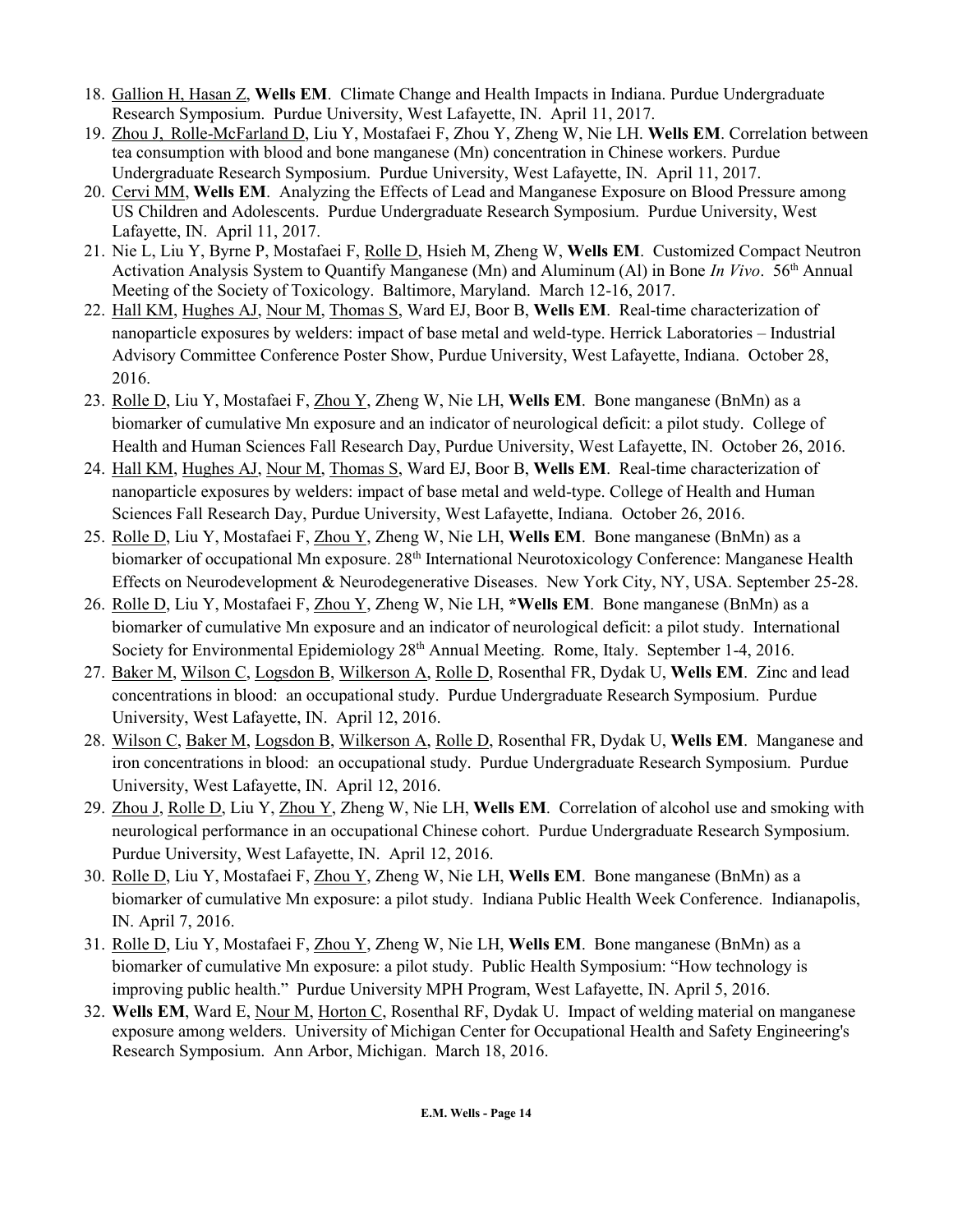18. Gallion H, Hasan Z, **Wells EM**. Climate Change and Health Impacts in Indiana. Purdue Undergraduate Research Symposium. Purdue University, West Lafayette, IN. April 11, 2017.
19. Zhou J, Rolle-McFarland D, Liu Y, Mostafaei F, Zhou Y, Zheng W, Nie LH. **Wells EM**. Correlation between tea consumption with blood and bone manganese (Mn) concentration in Chinese workers. Purdue Undergraduate Research Symposium. Purdue University, West Lafayette, IN. April 11, 2017.
20. Cervi MM, **Wells EM**. Analyzing the Effects of Lead and Manganese Exposure on Blood Pressure among US Children and Adolescents. Purdue Undergraduate Research Symposium. Purdue University, West Lafayette, IN. April 11, 2017.
21. Nie L, Liu Y, Byrne P, Mostafaei F, Rolle D, Hsieh M, Zheng W, **Wells EM**. Customized Compact Neutron Activation Analysis System to Quantify Manganese (Mn) and Aluminum (Al) in Bone *In Vivo*. 56th Annual Meeting of the Society of Toxicology. Baltimore, Maryland. March 12-16, 2017.
22. Hall KM, Hughes AJ, Nour M, Thomas S, Ward EJ, Boor B, **Wells EM**. Real-time characterization of nanoparticle exposures by welders: impact of base metal and weld-type. Herrick Laboratories – Industrial Advisory Committee Conference Poster Show, Purdue University, West Lafayette, Indiana. October 28, 2016.
23. Rolle D, Liu Y, Mostafaei F, Zhou Y, Zheng W, Nie LH, **Wells EM**. Bone manganese (BnMn) as a biomarker of cumulative Mn exposure and an indicator of neurological deficit: a pilot study. College of Health and Human Sciences Fall Research Day, Purdue University, West Lafayette, IN. October 26, 2016.
24. Hall KM, Hughes AJ, Nour M, Thomas S, Ward EJ, Boor B, **Wells EM**. Real-time characterization of nanoparticle exposures by welders: impact of base metal and weld-type. College of Health and Human Sciences Fall Research Day, Purdue University, West Lafayette, Indiana. October 26, 2016.
25. Rolle D, Liu Y, Mostafaei F, Zhou Y, Zheng W, Nie LH, **Wells EM**. Bone manganese (BnMn) as a biomarker of occupational Mn exposure. 28th International Neurotoxicology Conference: Manganese Health Effects on Neurodevelopment & Neurodegenerative Diseases. New York City, NY, USA. September 25-28.
26. Rolle D, Liu Y, Mostafaei F, Zhou Y, Zheng W, Nie LH, ***Wells EM**. Bone manganese (BnMn) as a biomarker of cumulative Mn exposure and an indicator of neurological deficit: a pilot study. International Society for Environmental Epidemiology 28th Annual Meeting. Rome, Italy. September 1-4, 2016.
27. Baker M, Wilson C, Logsdon B, Wilkerson A, Rolle D, Rosenthal FR, Dydak U, **Wells EM**. Zinc and lead concentrations in blood: an occupational study. Purdue Undergraduate Research Symposium. Purdue University, West Lafayette, IN. April 12, 2016.
28. Wilson C, Baker M, Logsdon B, Wilkerson A, Rolle D, Rosenthal FR, Dydak U, **Wells EM**. Manganese and iron concentrations in blood: an occupational study. Purdue Undergraduate Research Symposium. Purdue University, West Lafayette, IN. April 12, 2016.
29. Zhou J, Rolle D, Liu Y, Zhou Y, Zheng W, Nie LH, **Wells EM**. Correlation of alcohol use and smoking with neurological performance in an occupational Chinese cohort. Purdue Undergraduate Research Symposium. Purdue University, West Lafayette, IN. April 12, 2016.
30. Rolle D, Liu Y, Mostafaei F, Zhou Y, Zheng W, Nie LH, **Wells EM**. Bone manganese (BnMn) as a biomarker of cumulative Mn exposure: a pilot study. Indiana Public Health Week Conference. Indianapolis, IN. April 7, 2016.
31. Rolle D, Liu Y, Mostafaei F, Zhou Y, Zheng W, Nie LH, **Wells EM**. Bone manganese (BnMn) as a biomarker of cumulative Mn exposure: a pilot study. Public Health Symposium: "How technology is improving public health." Purdue University MPH Program, West Lafayette, IN. April 5, 2016.
32. **Wells EM**, Ward E, Nour M, Horton C, Rosenthal RF, Dydak U. Impact of welding material on manganese exposure among welders. University of Michigan Center for Occupational Health and Safety Engineering's Research Symposium. Ann Arbor, Michigan. March 18, 2016.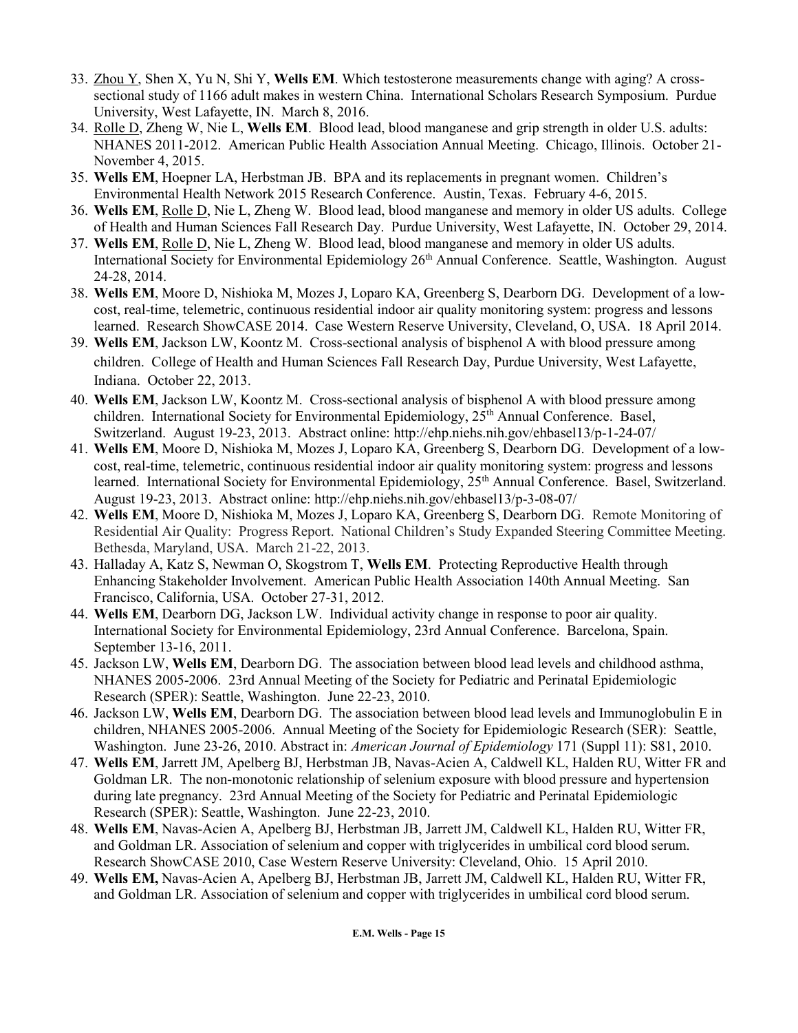33. Zhou Y, Shen X, Yu N, Shi Y, **Wells EM**. Which testosterone measurements change with aging? A cross-sectional study of 1166 adult makes in western China. International Scholars Research Symposium. Purdue University, West Lafayette, IN. March 8, 2016.
34. Rolle D, Zheng W, Nie L, **Wells EM**. Blood lead, blood manganese and grip strength in older U.S. adults: NHANES 2011-2012. American Public Health Association Annual Meeting. Chicago, Illinois. October 21-November 4, 2015.
35. **Wells EM**, Hoepner LA, Herbstman JB. BPA and its replacements in pregnant women. Children's Environmental Health Network 2015 Research Conference. Austin, Texas. February 4-6, 2015.
36. **Wells EM**, Rolle D, Nie L, Zheng W. Blood lead, blood manganese and memory in older US adults. College of Health and Human Sciences Fall Research Day. Purdue University, West Lafayette, IN. October 29, 2014.
37. **Wells EM**, Rolle D, Nie L, Zheng W. Blood lead, blood manganese and memory in older US adults. International Society for Environmental Epidemiology 26th Annual Conference. Seattle, Washington. August 24-28, 2014.
38. **Wells EM**, Moore D, Nishioka M, Mozes J, Loparo KA, Greenberg S, Dearborn DG. Development of a low-cost, real-time, telemetric, continuous residential indoor air quality monitoring system: progress and lessons learned. Research ShowCASE 2014. Case Western Reserve University, Cleveland, O, USA. 18 April 2014.
39. **Wells EM**, Jackson LW, Koontz M. Cross-sectional analysis of bisphenol A with blood pressure among children. College of Health and Human Sciences Fall Research Day, Purdue University, West Lafayette, Indiana. October 22, 2013.
40. **Wells EM**, Jackson LW, Koontz M. Cross-sectional analysis of bisphenol A with blood pressure among children. International Society for Environmental Epidemiology, 25th Annual Conference. Basel, Switzerland. August 19-23, 2013. Abstract online: http://ehp.niehs.nih.gov/ehbasel13/p-1-24-07/
41. **Wells EM**, Moore D, Nishioka M, Mozes J, Loparo KA, Greenberg S, Dearborn DG. Development of a low-cost, real-time, telemetric, continuous residential indoor air quality monitoring system: progress and lessons learned. International Society for Environmental Epidemiology, 25th Annual Conference. Basel, Switzerland. August 19-23, 2013. Abstract online: http://ehp.niehs.nih.gov/ehbasel13/p-3-08-07/
42. **Wells EM**, Moore D, Nishioka M, Mozes J, Loparo KA, Greenberg S, Dearborn DG. Remote Monitoring of Residential Air Quality: Progress Report. National Children's Study Expanded Steering Committee Meeting. Bethesda, Maryland, USA. March 21-22, 2013.
43. Halladay A, Katz S, Newman O, Skogstrom T, **Wells EM**. Protecting Reproductive Health through Enhancing Stakeholder Involvement. American Public Health Association 140th Annual Meeting. San Francisco, California, USA. October 27-31, 2012.
44. **Wells EM**, Dearborn DG, Jackson LW. Individual activity change in response to poor air quality. International Society for Environmental Epidemiology, 23rd Annual Conference. Barcelona, Spain. September 13-16, 2011.
45. Jackson LW, **Wells EM**, Dearborn DG. The association between blood lead levels and childhood asthma, NHANES 2005-2006. 23rd Annual Meeting of the Society for Pediatric and Perinatal Epidemiologic Research (SPER): Seattle, Washington. June 22-23, 2010.
46. Jackson LW, **Wells EM**, Dearborn DG. The association between blood lead levels and Immunoglobulin E in children, NHANES 2005-2006. Annual Meeting of the Society for Epidemiologic Research (SER): Seattle, Washington. June 23-26, 2010. Abstract in: *American Journal of Epidemiology* 171 (Suppl 11): S81, 2010.
47. **Wells EM**, Jarrett JM, Apelberg BJ, Herbstman JB, Navas-Acien A, Caldwell KL, Halden RU, Witter FR and Goldman LR. The non-monotonic relationship of selenium exposure with blood pressure and hypertension during late pregnancy. 23rd Annual Meeting of the Society for Pediatric and Perinatal Epidemiologic Research (SPER): Seattle, Washington. June 22-23, 2010.
48. **Wells EM**, Navas-Acien A, Apelberg BJ, Herbstman JB, Jarrett JM, Caldwell KL, Halden RU, Witter FR, and Goldman LR. Association of selenium and copper with triglycerides in umbilical cord blood serum. Research ShowCASE 2010, Case Western Reserve University: Cleveland, Ohio. 15 April 2010.
49. **Wells EM,** Navas-Acien A, Apelberg BJ, Herbstman JB, Jarrett JM, Caldwell KL, Halden RU, Witter FR, and Goldman LR. Association of selenium and copper with triglycerides in umbilical cord blood serum.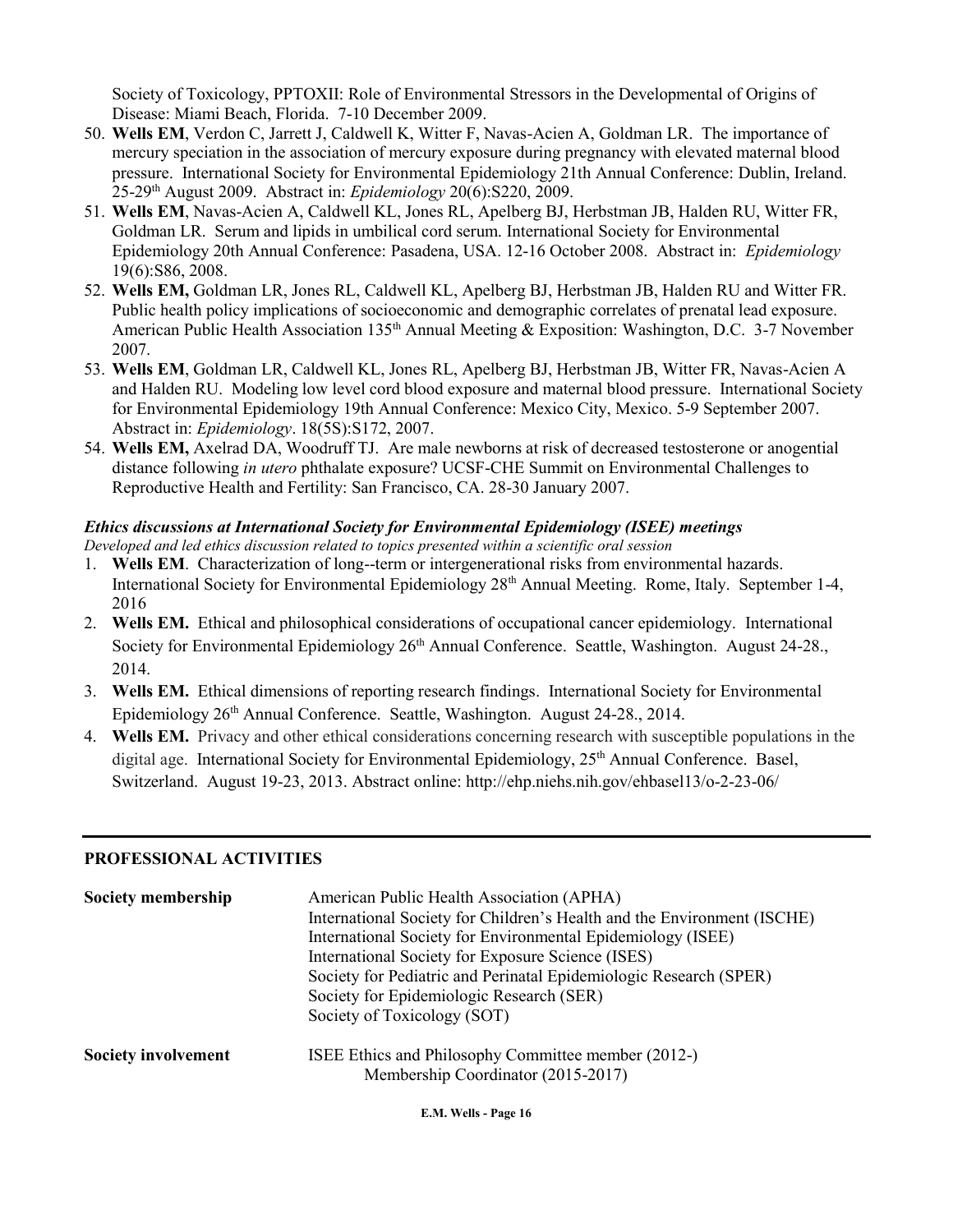Society of Toxicology, PPTOXII: Role of Environmental Stressors in the Developmental of Origins of Disease: Miami Beach, Florida. 7-10 December 2009.

50. **Wells EM**, Verdon C, Jarrett J, Caldwell K, Witter F, Navas-Acien A, Goldman LR. The importance of mercury speciation in the association of mercury exposure during pregnancy with elevated maternal blood pressure. International Society for Environmental Epidemiology 21th Annual Conference: Dublin, Ireland. 25-29th August 2009. Abstract in: *Epidemiology* 20(6):S220, 2009.
51. **Wells EM**, Navas-Acien A, Caldwell KL, Jones RL, Apelberg BJ, Herbstman JB, Halden RU, Witter FR, Goldman LR. Serum and lipids in umbilical cord serum. International Society for Environmental Epidemiology 20th Annual Conference: Pasadena, USA. 12-16 October 2008. Abstract in: *Epidemiology* 19(6):S86, 2008.
52. **Wells EM,** Goldman LR, Jones RL, Caldwell KL, Apelberg BJ, Herbstman JB, Halden RU and Witter FR. Public health policy implications of socioeconomic and demographic correlates of prenatal lead exposure. American Public Health Association 135th Annual Meeting & Exposition: Washington, D.C. 3-7 November 2007.
53. **Wells EM**, Goldman LR, Caldwell KL, Jones RL, Apelberg BJ, Herbstman JB, Witter FR, Navas-Acien A and Halden RU. Modeling low level cord blood exposure and maternal blood pressure. International Society for Environmental Epidemiology 19th Annual Conference: Mexico City, Mexico. 5-9 September 2007. Abstract in: *Epidemiology*. 18(5S):S172, 2007.
54. **Wells EM,** Axelrad DA, Woodruff TJ. Are male newborns at risk of decreased testosterone or anogential distance following *in utero* phthalate exposure? UCSF-CHE Summit on Environmental Challenges to Reproductive Health and Fertility: San Francisco, CA. 28-30 January 2007.

### *Ethics discussions at International Society for Environmental Epidemiology (ISEE) meetings*

*Developed and led ethics discussion related to topics presented within a scientific oral session*

1. **Wells EM**. Characterization of long--term or intergenerational risks from environmental hazards. International Society for Environmental Epidemiology 28th Annual Meeting. Rome, Italy. September 1-4, 2016
2. **Wells EM.** Ethical and philosophical considerations of occupational cancer epidemiology. International Society for Environmental Epidemiology 26th Annual Conference. Seattle, Washington. August 24-28., 2014.
3. **Wells EM.** Ethical dimensions of reporting research findings. International Society for Environmental Epidemiology 26th Annual Conference. Seattle, Washington. August 24-28., 2014.
4. **Wells EM.** Privacy and other ethical considerations concerning research with susceptible populations in the digital age. International Society for Environmental Epidemiology, 25th Annual Conference. Basel, Switzerland. August 19-23, 2013. Abstract online: http://ehp.niehs.nih.gov/ehbasel13/o-2-23-06/

---

## PROFESSIONAL ACTIVITIES

**Society membership**

American Public Health Association (APHA)
International Society for Children's Health and the Environment (ISCHE)
International Society for Environmental Epidemiology (ISEE)
International Society for Exposure Science (ISES)
Society for Pediatric and Perinatal Epidemiologic Research (SPER)
Society for Epidemiologic Research (SER)
Society of Toxicology (SOT)

**Society involvement**

ISEE Ethics and Philosophy Committee member (2012-)
Membership Coordinator (2015-2017)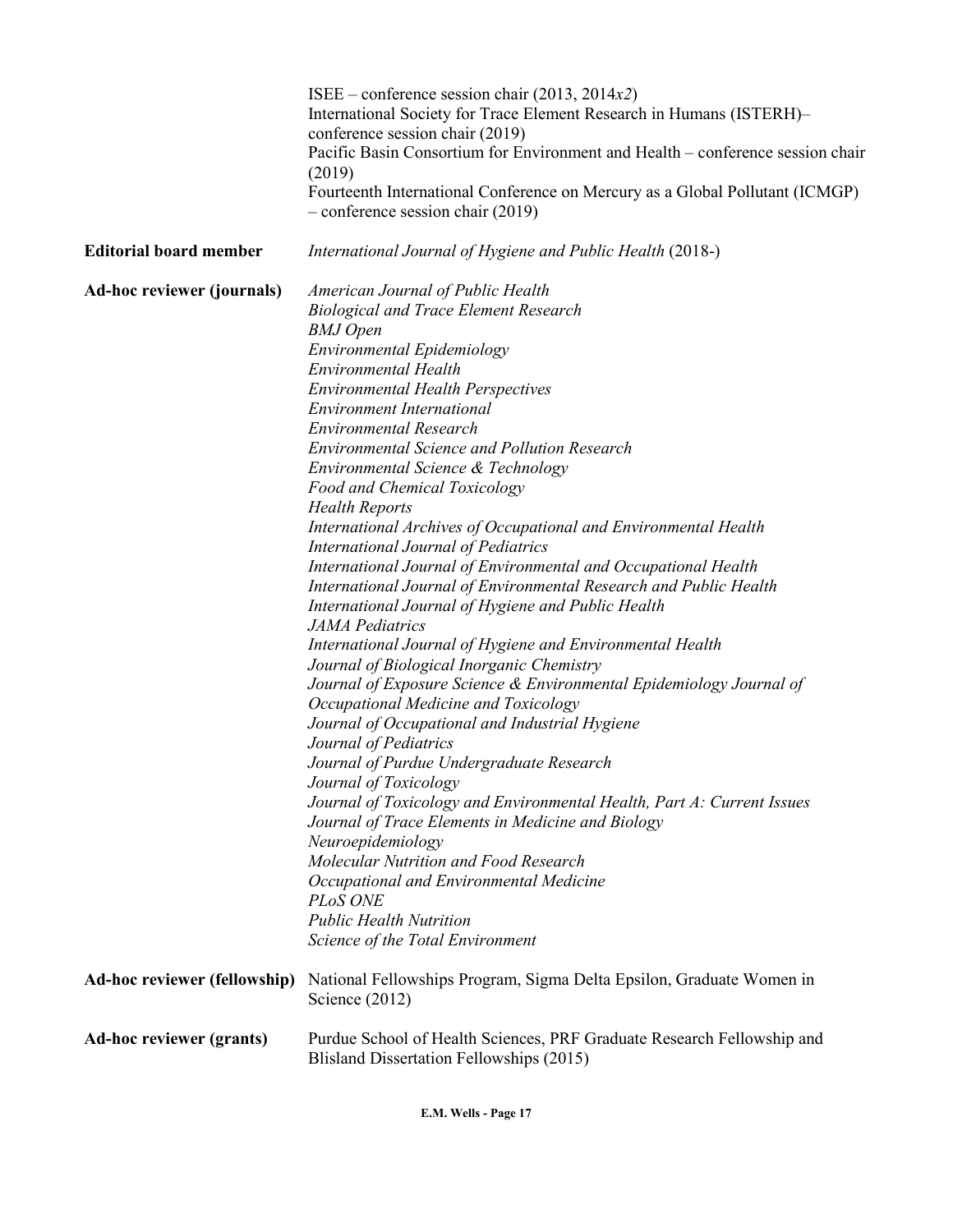ISEE – conference session chair (2013, 2014*x2*)
International Society for Trace Element Research in Humans (ISTERH)– conference session chair (2019)
Pacific Basin Consortium for Environment and Health – conference session chair (2019)
Fourteenth International Conference on Mercury as a Global Pollutant (ICMGP) – conference session chair (2019)

**Editorial board member** *International Journal of Hygiene and Public Health* (2018-)

**Ad-hoc reviewer (journals)**

*American Journal of Public Health*
*Biological and Trace Element Research*
*BMJ Open*
*Environmental Epidemiology*
*Environmental Health*
*Environmental Health Perspectives*
*Environment International*
*Environmental Research*
*Environmental Science and Pollution Research*
*Environmental Science & Technology*
*Food and Chemical Toxicology*
*Health Reports*
*International Archives of Occupational and Environmental Health*
*International Journal of Pediatrics*
*International Journal of Environmental and Occupational Health*
*International Journal of Environmental Research and Public Health*
*International Journal of Hygiene and Public Health*
*JAMA Pediatrics*
*International Journal of Hygiene and Environmental Health*
*Journal of Biological Inorganic Chemistry*
*Journal of Exposure Science & Environmental Epidemiology Journal of Occupational Medicine and Toxicology*
*Journal of Occupational and Industrial Hygiene*
*Journal of Pediatrics*
*Journal of Purdue Undergraduate Research*
*Journal of Toxicology*
*Journal of Toxicology and Environmental Health, Part A: Current Issues*
*Journal of Trace Elements in Medicine and Biology*
*Neuroepidemiology*
*Molecular Nutrition and Food Research*
*Occupational and Environmental Medicine*
*PLoS ONE*
*Public Health Nutrition*
*Science of the Total Environment*

**Ad-hoc reviewer (fellowship)** National Fellowships Program, Sigma Delta Epsilon, Graduate Women in Science (2012)

**Ad-hoc reviewer (grants)** Purdue School of Health Sciences, PRF Graduate Research Fellowship and Blisland Dissertation Fellowships (2015)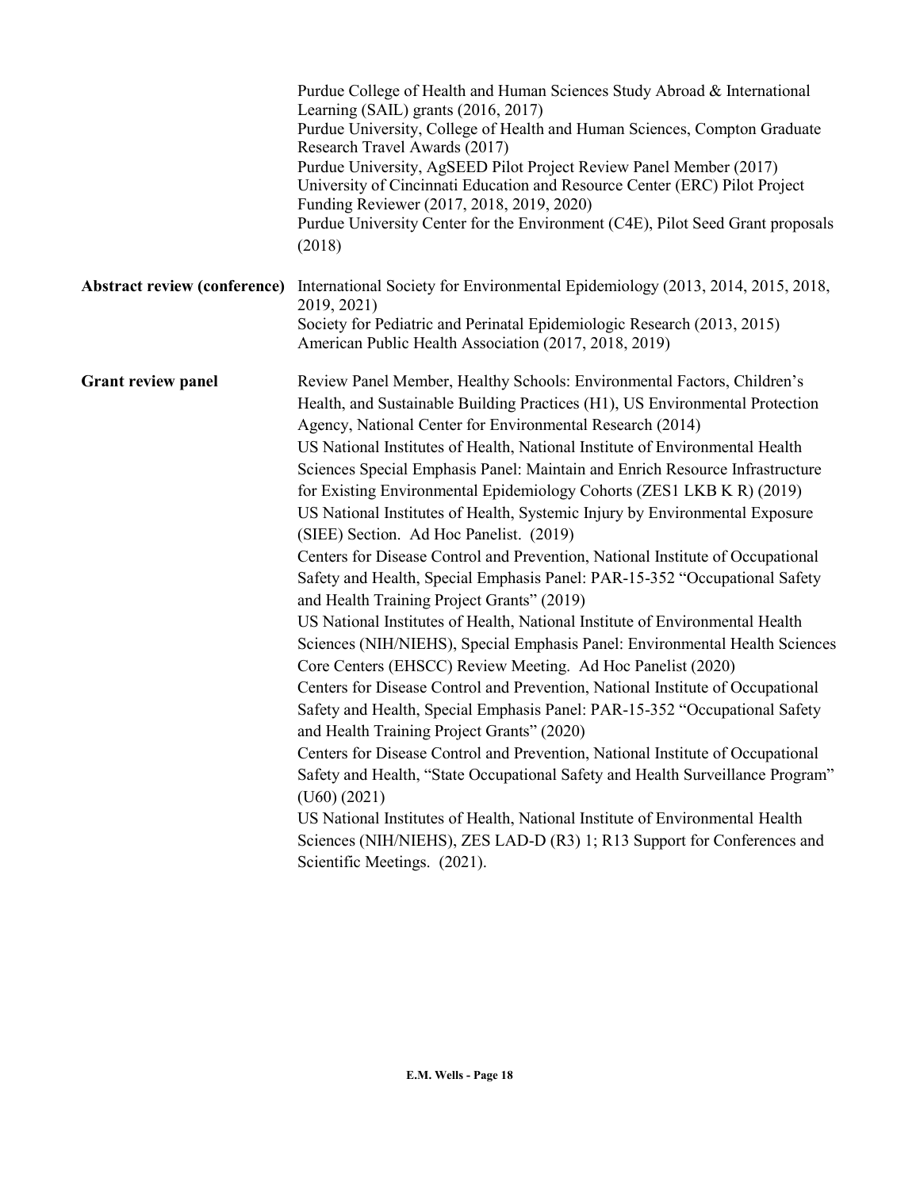Purdue College of Health and Human Sciences Study Abroad & International Learning (SAIL) grants (2016, 2017)
Purdue University, College of Health and Human Sciences, Compton Graduate Research Travel Awards (2017)
Purdue University, AgSEED Pilot Project Review Panel Member (2017)
University of Cincinnati Education and Resource Center (ERC) Pilot Project Funding Reviewer (2017, 2018, 2019, 2020)
Purdue University Center for the Environment (C4E), Pilot Seed Grant proposals (2018)

**Abstract review (conference)**

International Society for Environmental Epidemiology (2013, 2014, 2015, 2018, 2019, 2021)
Society for Pediatric and Perinatal Epidemiologic Research (2013, 2015)
American Public Health Association (2017, 2018, 2019)

**Grant review panel**

Review Panel Member, Healthy Schools: Environmental Factors, Children's Health, and Sustainable Building Practices (H1), US Environmental Protection Agency, National Center for Environmental Research (2014)
US National Institutes of Health, National Institute of Environmental Health Sciences Special Emphasis Panel: Maintain and Enrich Resource Infrastructure for Existing Environmental Epidemiology Cohorts (ZES1 LKB K R) (2019)
US National Institutes of Health, Systemic Injury by Environmental Exposure (SIEE) Section. Ad Hoc Panelist. (2019)
Centers for Disease Control and Prevention, National Institute of Occupational Safety and Health, Special Emphasis Panel: PAR-15-352 "Occupational Safety and Health Training Project Grants" (2019)
US National Institutes of Health, National Institute of Environmental Health Sciences (NIH/NIEHS), Special Emphasis Panel: Environmental Health Sciences Core Centers (EHSCC) Review Meeting. Ad Hoc Panelist (2020)
Centers for Disease Control and Prevention, National Institute of Occupational Safety and Health, Special Emphasis Panel: PAR-15-352 "Occupational Safety and Health Training Project Grants" (2020)
Centers for Disease Control and Prevention, National Institute of Occupational Safety and Health, "State Occupational Safety and Health Surveillance Program" (U60) (2021)
US National Institutes of Health, National Institute of Environmental Health Sciences (NIH/NIEHS), ZES LAD-D (R3) 1; R13 Support for Conferences and Scientific Meetings. (2021).